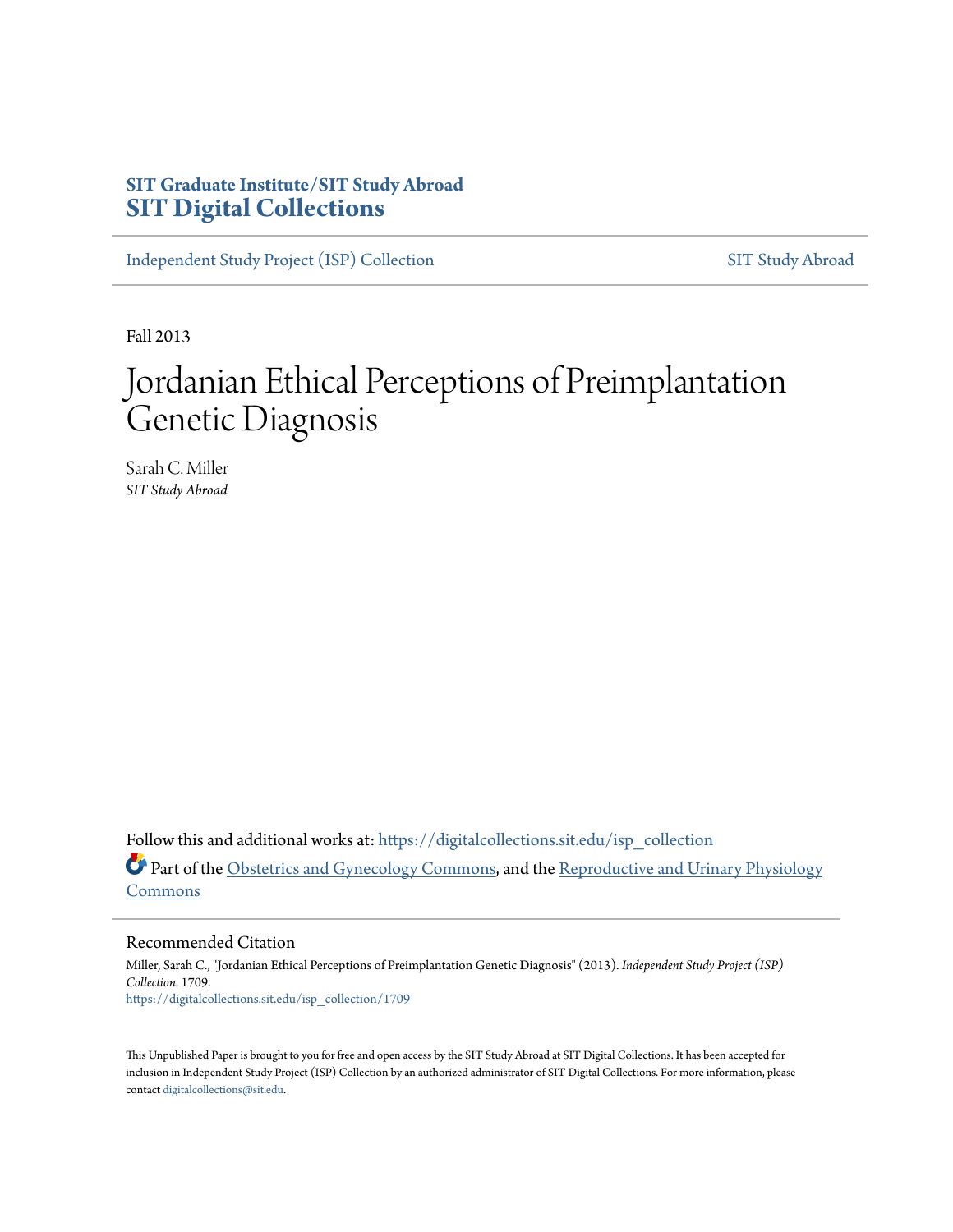**SIT Graduate Institute/SIT Study Abroad**
**SIT Digital Collections**

Independent Study Project (ISP) Collection | SIT Study Abroad

Fall 2013

# Jordanian Ethical Perceptions of Preimplantation Genetic Diagnosis

Sarah C. Miller
*SIT Study Abroad*

Follow this and additional works at: https://digitalcollections.sit.edu/isp_collection

Part of the Obstetrics and Gynecology Commons, and the Reproductive and Urinary Physiology Commons

## Recommended Citation

Miller, Sarah C., "Jordanian Ethical Perceptions of Preimplantation Genetic Diagnosis" (2013). *Independent Study Project (ISP) Collection*. 1709.
https://digitalcollections.sit.edu/isp_collection/1709

This Unpublished Paper is brought to you for free and open access by the SIT Study Abroad at SIT Digital Collections. It has been accepted for inclusion in Independent Study Project (ISP) Collection by an authorized administrator of SIT Digital Collections. For more information, please contact digitalcollections@sit.edu.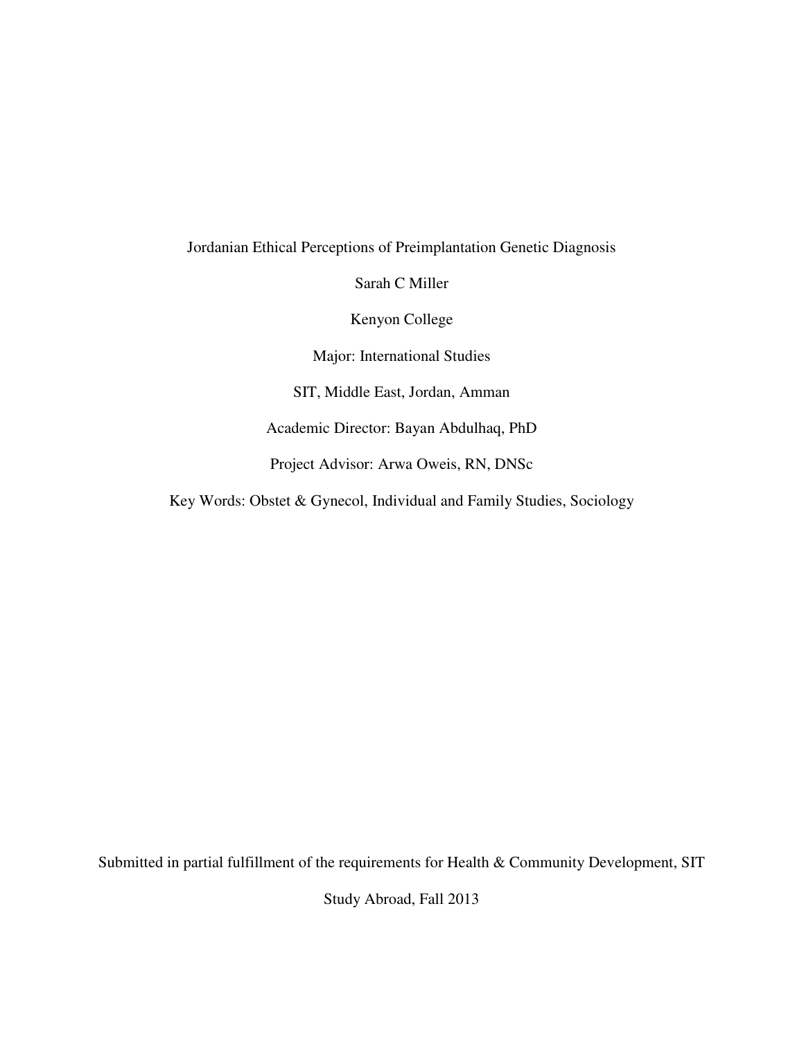Jordanian Ethical Perceptions of Preimplantation Genetic Diagnosis

Sarah C Miller

Kenyon College

Major: International Studies

SIT, Middle East, Jordan, Amman

Academic Director: Bayan Abdulhaq, PhD

Project Advisor: Arwa Oweis, RN, DNSc

Key Words: Obstet & Gynecol, Individual and Family Studies, Sociology

Submitted in partial fulfillment of the requirements for Health & Community Development, SIT Study Abroad, Fall 2013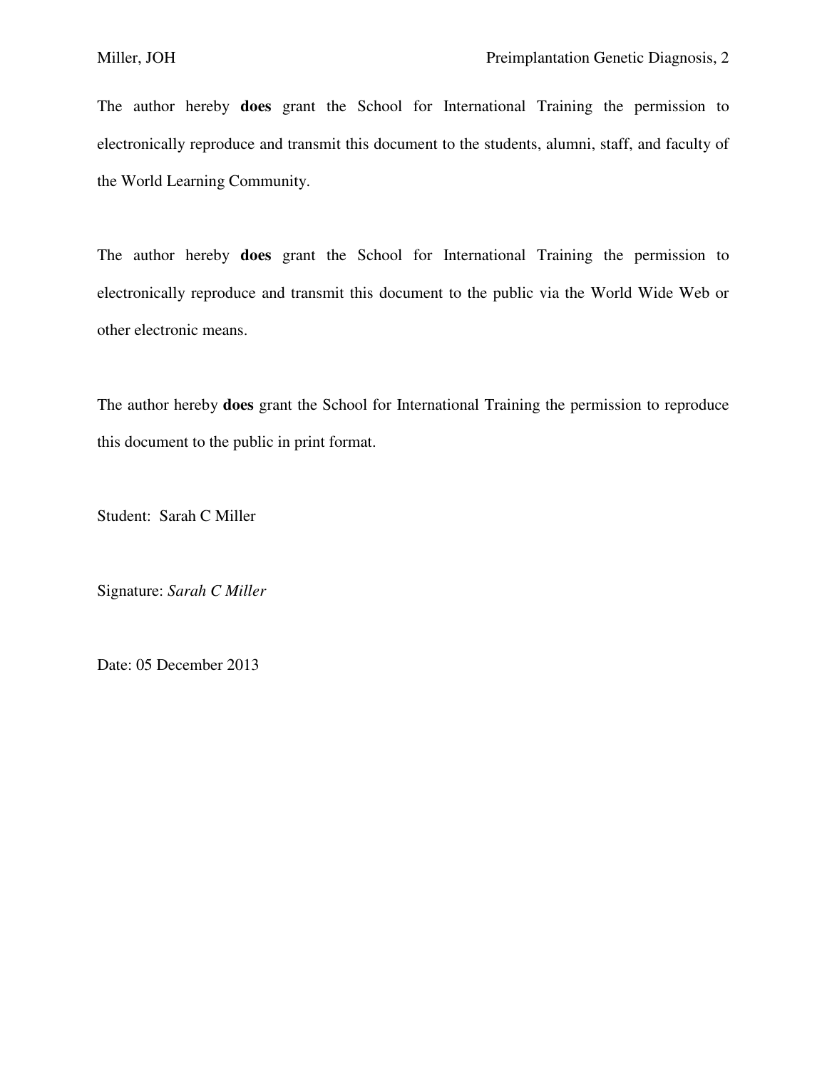The author hereby **does** grant the School for International Training the permission to electronically reproduce and transmit this document to the students, alumni, staff, and faculty of the World Learning Community.

The author hereby **does** grant the School for International Training the permission to electronically reproduce and transmit this document to the public via the World Wide Web or other electronic means.

The author hereby **does** grant the School for International Training the permission to reproduce this document to the public in print format.

Student: Sarah C Miller

Signature: *Sarah C Miller*

Date: 05 December 2013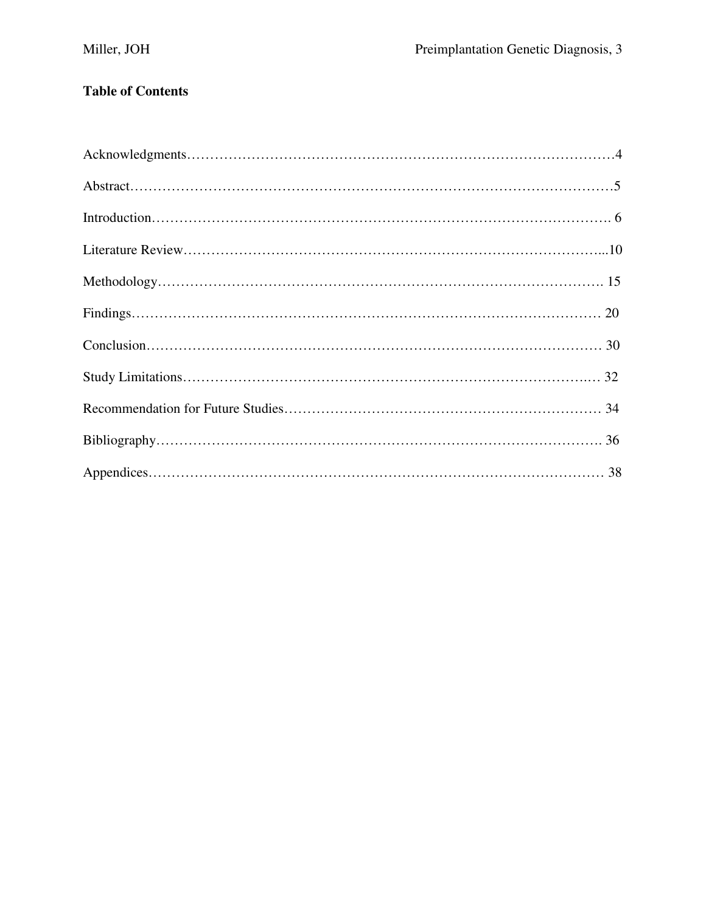**Table of Contents**

Acknowledgments……………………………………………………………………………4

Abstract………………………………………………………………………………………5

Introduction…………………………………………………………………………………. 6

Literature Review…………………………………………………………………………...10

Methodology………………………………………………………………………………. 15

Findings……………………………………………………………………………………… 20

Conclusion…………………………………………………………………………………… 30

Study Limitations……………………………………………………………………….… 32

Recommendation for Future Studies……………………………………………………… 34

Bibliography………………………………………………………………………………. 36

Appendices………………………………………………………………………………… 38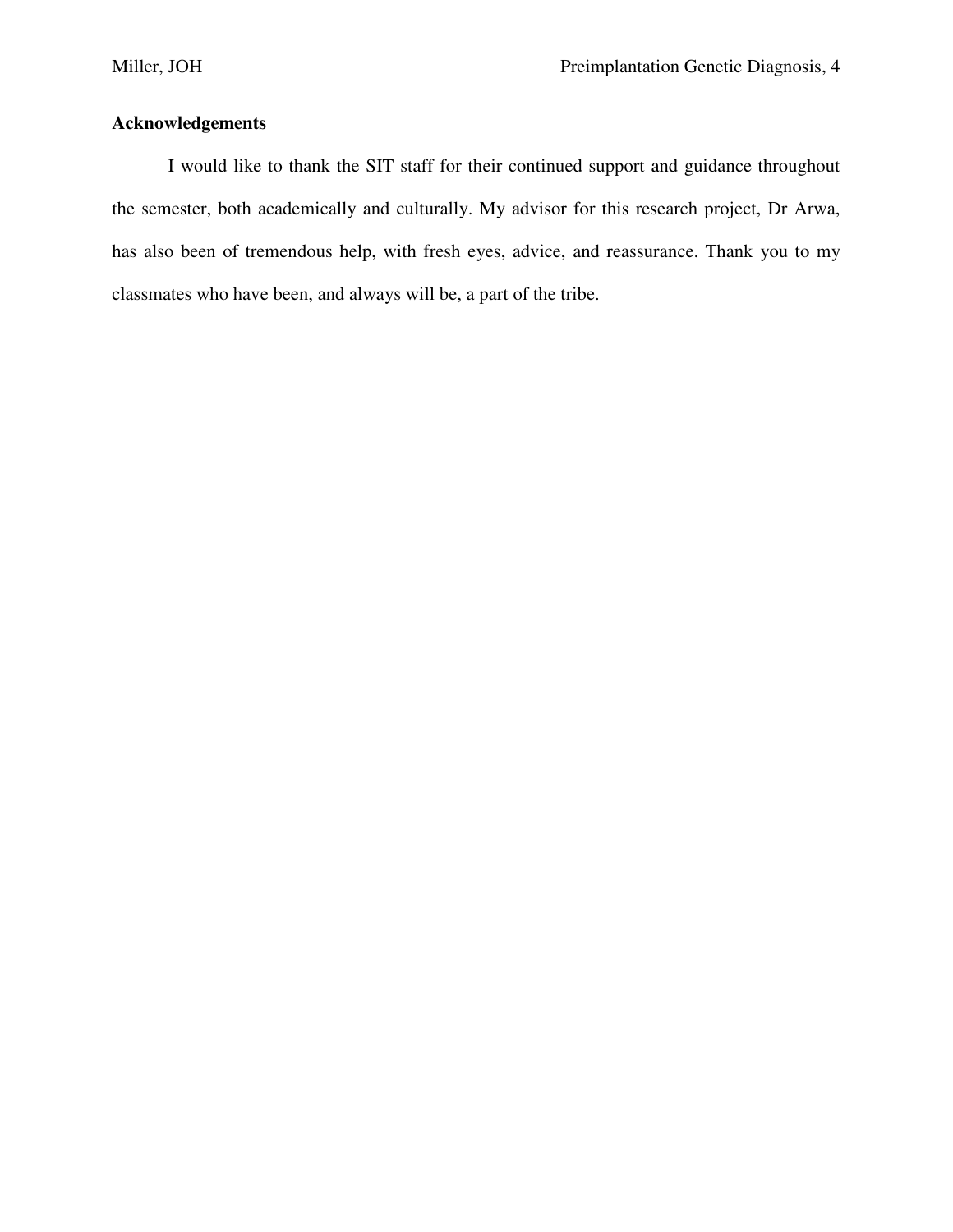**Acknowledgements**

I would like to thank the SIT staff for their continued support and guidance throughout the semester, both academically and culturally. My advisor for this research project, Dr Arwa, has also been of tremendous help, with fresh eyes, advice, and reassurance. Thank you to my classmates who have been, and always will be, a part of the tribe.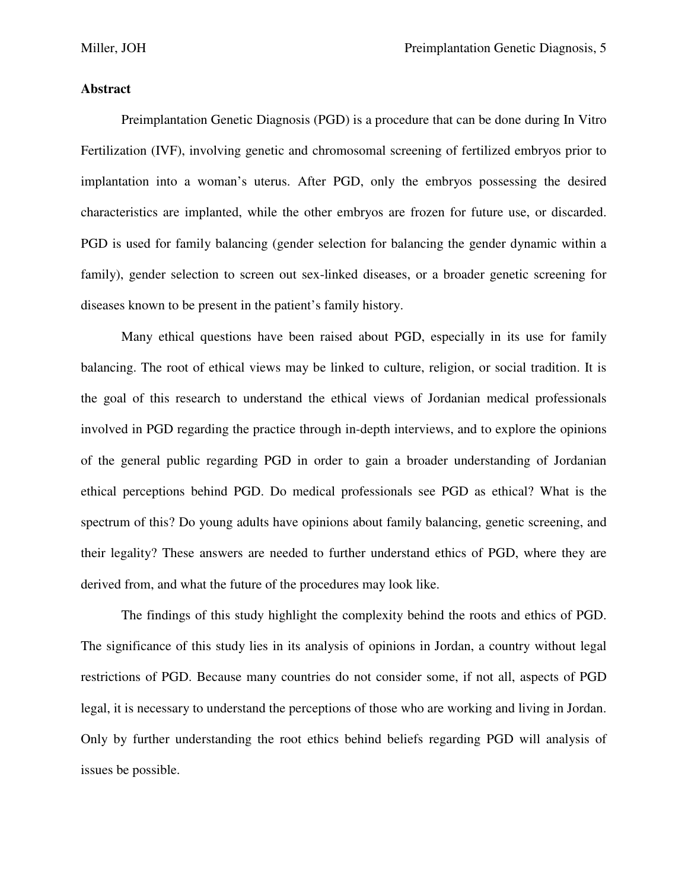**Abstract**

Preimplantation Genetic Diagnosis (PGD) is a procedure that can be done during In Vitro Fertilization (IVF), involving genetic and chromosomal screening of fertilized embryos prior to implantation into a woman's uterus. After PGD, only the embryos possessing the desired characteristics are implanted, while the other embryos are frozen for future use, or discarded. PGD is used for family balancing (gender selection for balancing the gender dynamic within a family), gender selection to screen out sex-linked diseases, or a broader genetic screening for diseases known to be present in the patient's family history.

Many ethical questions have been raised about PGD, especially in its use for family balancing. The root of ethical views may be linked to culture, religion, or social tradition. It is the goal of this research to understand the ethical views of Jordanian medical professionals involved in PGD regarding the practice through in-depth interviews, and to explore the opinions of the general public regarding PGD in order to gain a broader understanding of Jordanian ethical perceptions behind PGD. Do medical professionals see PGD as ethical? What is the spectrum of this? Do young adults have opinions about family balancing, genetic screening, and their legality? These answers are needed to further understand ethics of PGD, where they are derived from, and what the future of the procedures may look like.

The findings of this study highlight the complexity behind the roots and ethics of PGD. The significance of this study lies in its analysis of opinions in Jordan, a country without legal restrictions of PGD. Because many countries do not consider some, if not all, aspects of PGD legal, it is necessary to understand the perceptions of those who are working and living in Jordan. Only by further understanding the root ethics behind beliefs regarding PGD will analysis of issues be possible.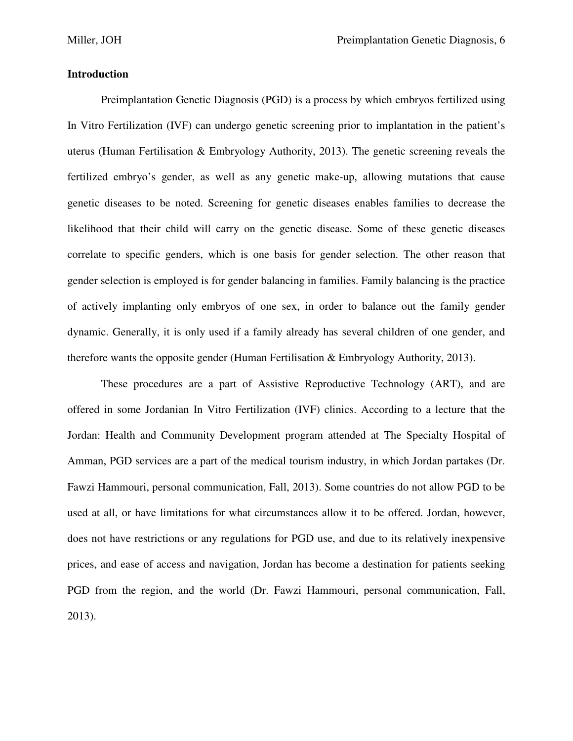## Introduction

Preimplantation Genetic Diagnosis (PGD) is a process by which embryos fertilized using In Vitro Fertilization (IVF) can undergo genetic screening prior to implantation in the patient's uterus (Human Fertilisation & Embryology Authority, 2013). The genetic screening reveals the fertilized embryo's gender, as well as any genetic make-up, allowing mutations that cause genetic diseases to be noted. Screening for genetic diseases enables families to decrease the likelihood that their child will carry on the genetic disease. Some of these genetic diseases correlate to specific genders, which is one basis for gender selection. The other reason that gender selection is employed is for gender balancing in families. Family balancing is the practice of actively implanting only embryos of one sex, in order to balance out the family gender dynamic. Generally, it is only used if a family already has several children of one gender, and therefore wants the opposite gender (Human Fertilisation & Embryology Authority, 2013).

These procedures are a part of Assistive Reproductive Technology (ART), and are offered in some Jordanian In Vitro Fertilization (IVF) clinics. According to a lecture that the Jordan: Health and Community Development program attended at The Specialty Hospital of Amman, PGD services are a part of the medical tourism industry, in which Jordan partakes (Dr. Fawzi Hammouri, personal communication, Fall, 2013). Some countries do not allow PGD to be used at all, or have limitations for what circumstances allow it to be offered. Jordan, however, does not have restrictions or any regulations for PGD use, and due to its relatively inexpensive prices, and ease of access and navigation, Jordan has become a destination for patients seeking PGD from the region, and the world (Dr. Fawzi Hammouri, personal communication, Fall, 2013).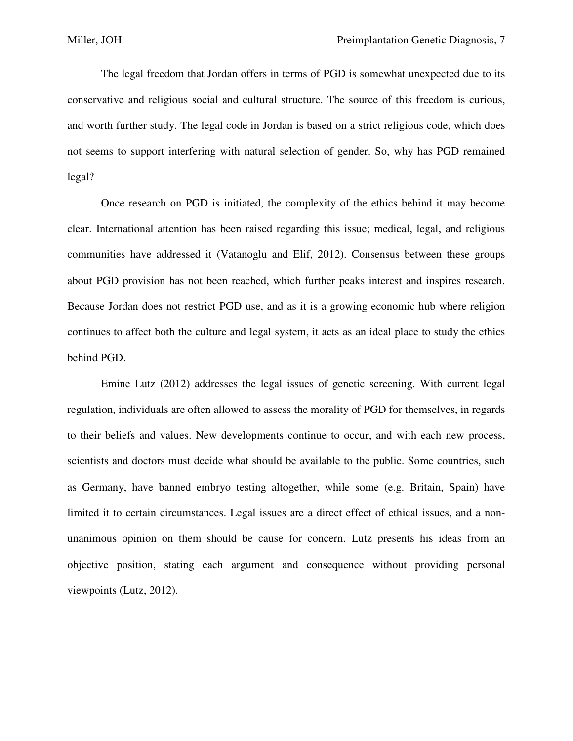The legal freedom that Jordan offers in terms of PGD is somewhat unexpected due to its conservative and religious social and cultural structure. The source of this freedom is curious, and worth further study. The legal code in Jordan is based on a strict religious code, which does not seems to support interfering with natural selection of gender. So, why has PGD remained legal?

Once research on PGD is initiated, the complexity of the ethics behind it may become clear. International attention has been raised regarding this issue; medical, legal, and religious communities have addressed it (Vatanoglu and Elif, 2012). Consensus between these groups about PGD provision has not been reached, which further peaks interest and inspires research. Because Jordan does not restrict PGD use, and as it is a growing economic hub where religion continues to affect both the culture and legal system, it acts as an ideal place to study the ethics behind PGD.

Emine Lutz (2012) addresses the legal issues of genetic screening. With current legal regulation, individuals are often allowed to assess the morality of PGD for themselves, in regards to their beliefs and values. New developments continue to occur, and with each new process, scientists and doctors must decide what should be available to the public. Some countries, such as Germany, have banned embryo testing altogether, while some (e.g. Britain, Spain) have limited it to certain circumstances. Legal issues are a direct effect of ethical issues, and a non-unanimous opinion on them should be cause for concern. Lutz presents his ideas from an objective position, stating each argument and consequence without providing personal viewpoints (Lutz, 2012).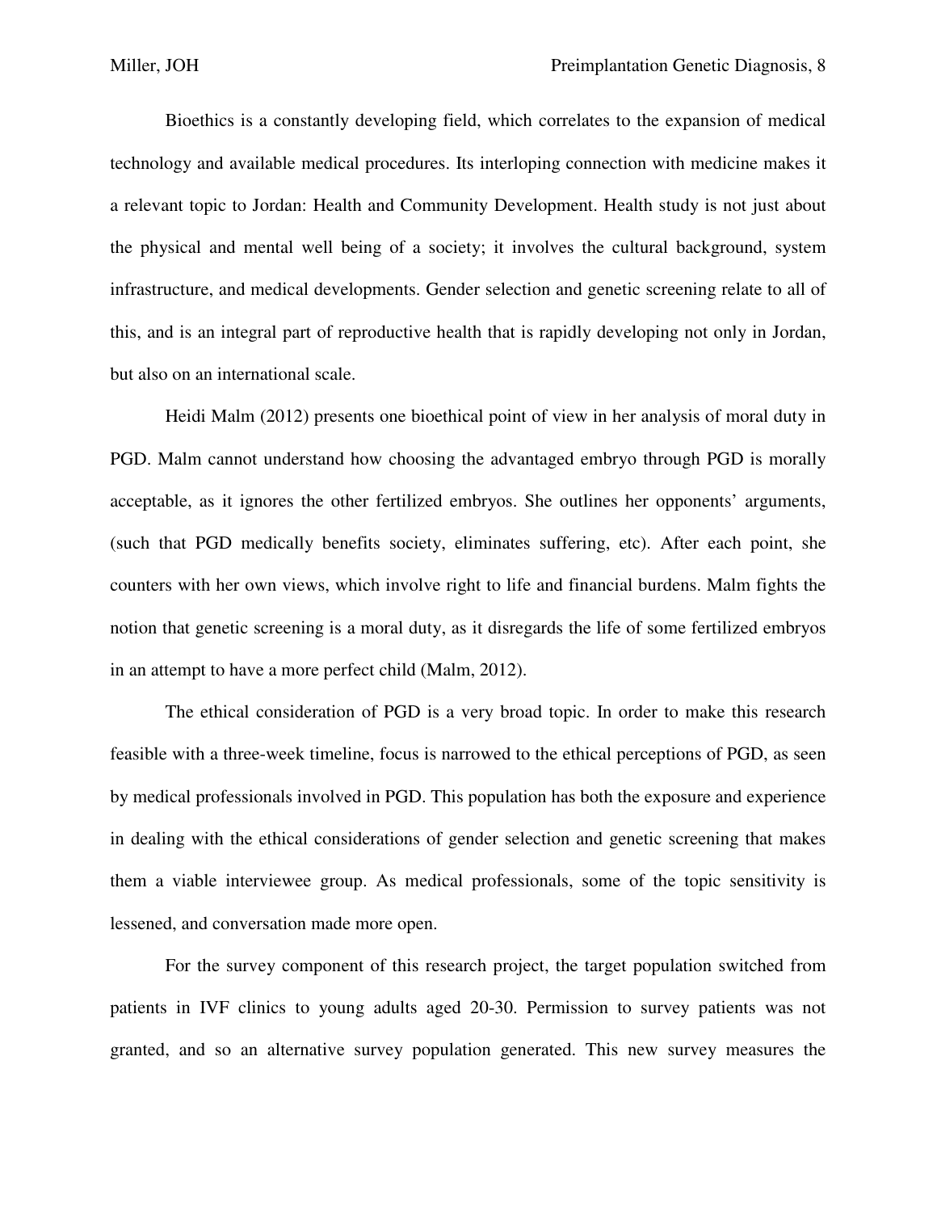Bioethics is a constantly developing field, which correlates to the expansion of medical technology and available medical procedures. Its interloping connection with medicine makes it a relevant topic to Jordan: Health and Community Development. Health study is not just about the physical and mental well being of a society; it involves the cultural background, system infrastructure, and medical developments. Gender selection and genetic screening relate to all of this, and is an integral part of reproductive health that is rapidly developing not only in Jordan, but also on an international scale.

Heidi Malm (2012) presents one bioethical point of view in her analysis of moral duty in PGD. Malm cannot understand how choosing the advantaged embryo through PGD is morally acceptable, as it ignores the other fertilized embryos. She outlines her opponents' arguments, (such that PGD medically benefits society, eliminates suffering, etc). After each point, she counters with her own views, which involve right to life and financial burdens. Malm fights the notion that genetic screening is a moral duty, as it disregards the life of some fertilized embryos in an attempt to have a more perfect child (Malm, 2012).

The ethical consideration of PGD is a very broad topic. In order to make this research feasible with a three-week timeline, focus is narrowed to the ethical perceptions of PGD, as seen by medical professionals involved in PGD. This population has both the exposure and experience in dealing with the ethical considerations of gender selection and genetic screening that makes them a viable interviewee group. As medical professionals, some of the topic sensitivity is lessened, and conversation made more open.

For the survey component of this research project, the target population switched from patients in IVF clinics to young adults aged 20-30. Permission to survey patients was not granted, and so an alternative survey population generated. This new survey measures the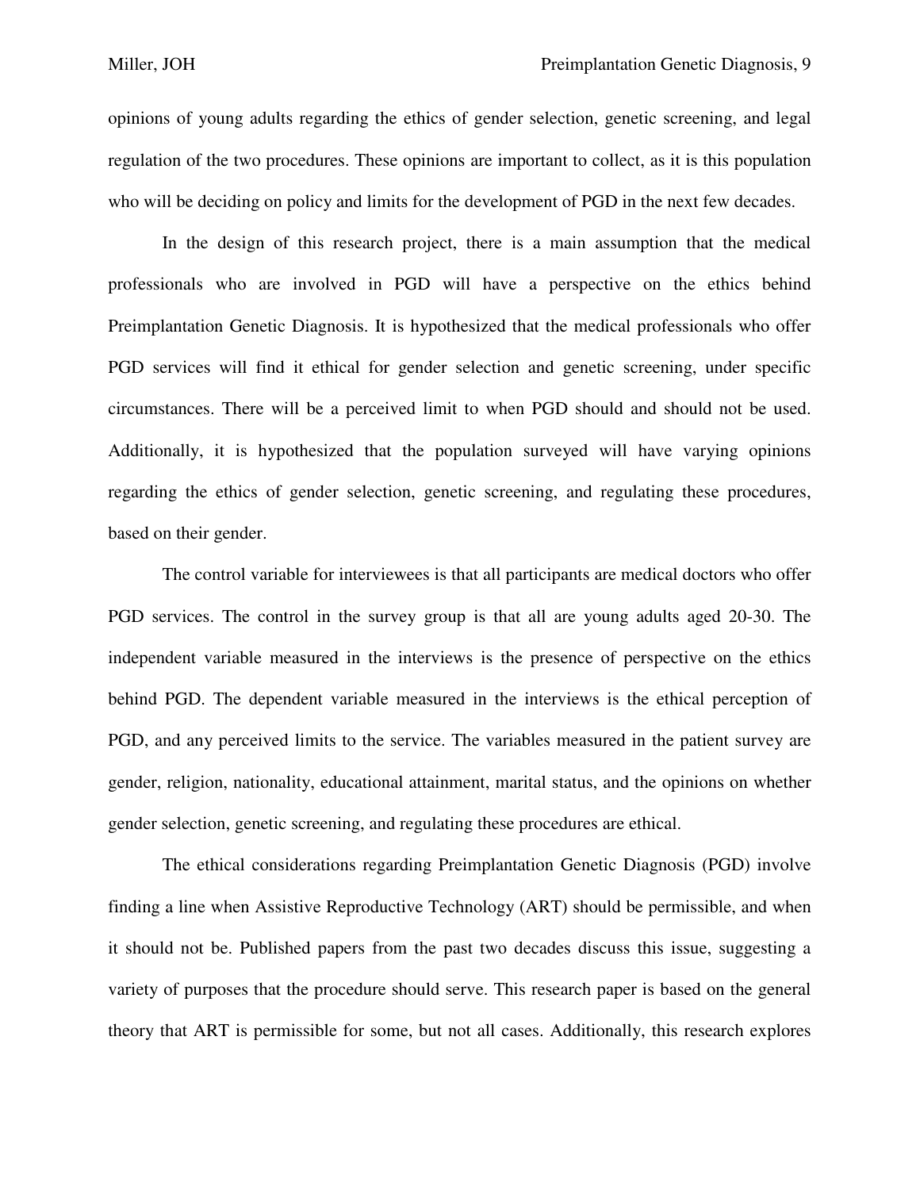opinions of young adults regarding the ethics of gender selection, genetic screening, and legal regulation of the two procedures. These opinions are important to collect, as it is this population who will be deciding on policy and limits for the development of PGD in the next few decades.

In the design of this research project, there is a main assumption that the medical professionals who are involved in PGD will have a perspective on the ethics behind Preimplantation Genetic Diagnosis. It is hypothesized that the medical professionals who offer PGD services will find it ethical for gender selection and genetic screening, under specific circumstances. There will be a perceived limit to when PGD should and should not be used. Additionally, it is hypothesized that the population surveyed will have varying opinions regarding the ethics of gender selection, genetic screening, and regulating these procedures, based on their gender.

The control variable for interviewees is that all participants are medical doctors who offer PGD services. The control in the survey group is that all are young adults aged 20-30. The independent variable measured in the interviews is the presence of perspective on the ethics behind PGD. The dependent variable measured in the interviews is the ethical perception of PGD, and any perceived limits to the service. The variables measured in the patient survey are gender, religion, nationality, educational attainment, marital status, and the opinions on whether gender selection, genetic screening, and regulating these procedures are ethical.

The ethical considerations regarding Preimplantation Genetic Diagnosis (PGD) involve finding a line when Assistive Reproductive Technology (ART) should be permissible, and when it should not be. Published papers from the past two decades discuss this issue, suggesting a variety of purposes that the procedure should serve. This research paper is based on the general theory that ART is permissible for some, but not all cases. Additionally, this research explores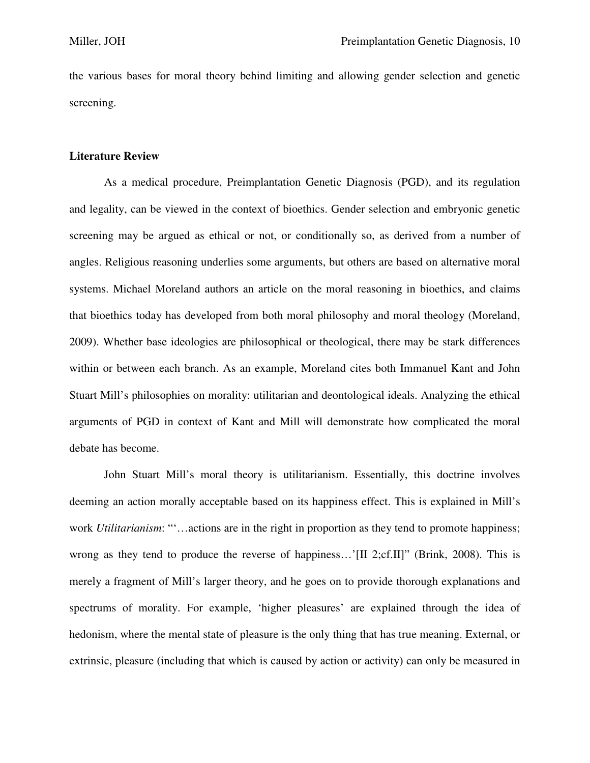the various bases for moral theory behind limiting and allowing gender selection and genetic screening.

## Literature Review

As a medical procedure, Preimplantation Genetic Diagnosis (PGD), and its regulation and legality, can be viewed in the context of bioethics. Gender selection and embryonic genetic screening may be argued as ethical or not, or conditionally so, as derived from a number of angles. Religious reasoning underlies some arguments, but others are based on alternative moral systems. Michael Moreland authors an article on the moral reasoning in bioethics, and claims that bioethics today has developed from both moral philosophy and moral theology (Moreland, 2009). Whether base ideologies are philosophical or theological, there may be stark differences within or between each branch. As an example, Moreland cites both Immanuel Kant and John Stuart Mill's philosophies on morality: utilitarian and deontological ideals. Analyzing the ethical arguments of PGD in context of Kant and Mill will demonstrate how complicated the moral debate has become.

John Stuart Mill's moral theory is utilitarianism. Essentially, this doctrine involves deeming an action morally acceptable based on its happiness effect. This is explained in Mill's work *Utilitarianism*: "'…actions are in the right in proportion as they tend to promote happiness; wrong as they tend to produce the reverse of happiness…'[II 2;cf.II]" (Brink, 2008). This is merely a fragment of Mill's larger theory, and he goes on to provide thorough explanations and spectrums of morality. For example, 'higher pleasures' are explained through the idea of hedonism, where the mental state of pleasure is the only thing that has true meaning. External, or extrinsic, pleasure (including that which is caused by action or activity) can only be measured in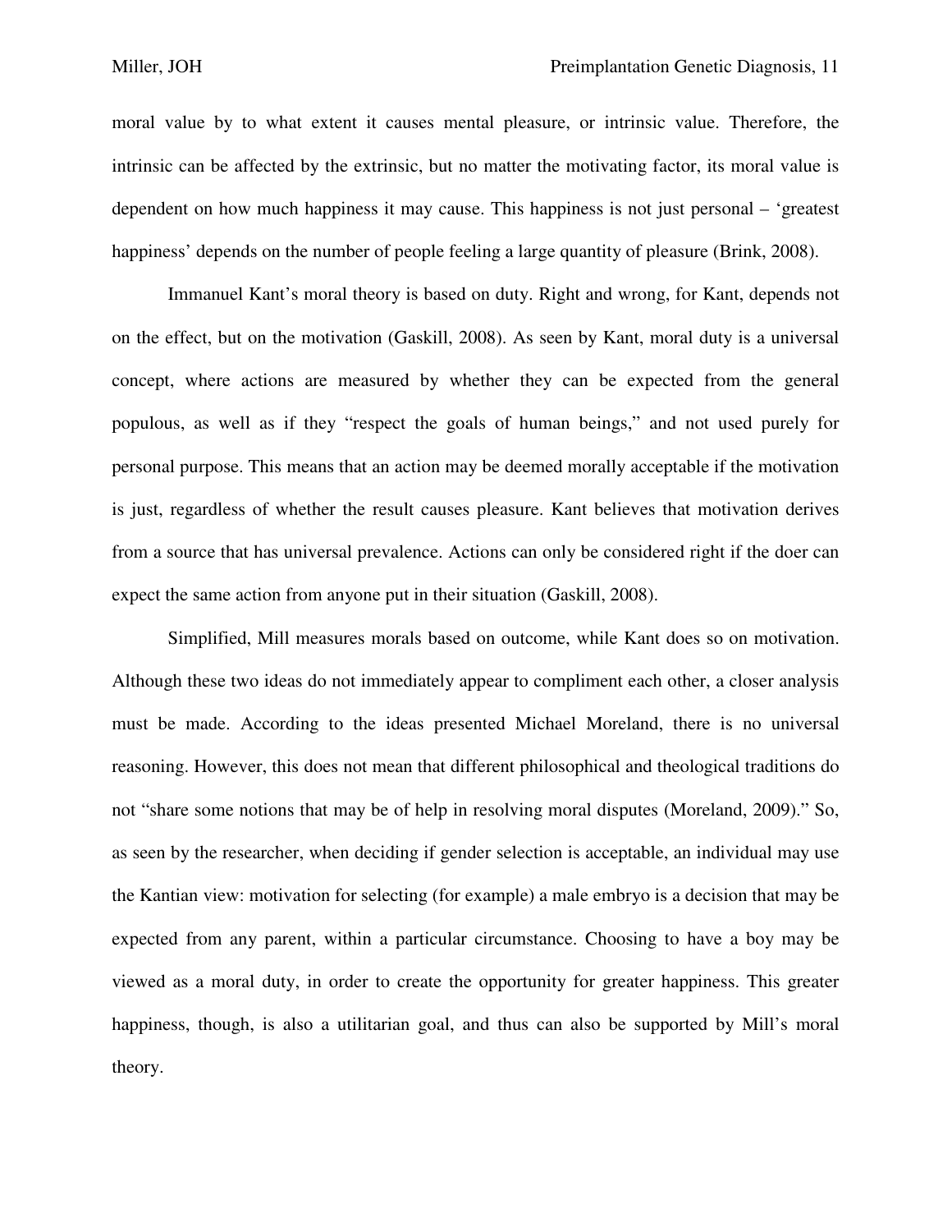moral value by to what extent it causes mental pleasure, or intrinsic value. Therefore, the intrinsic can be affected by the extrinsic, but no matter the motivating factor, its moral value is dependent on how much happiness it may cause. This happiness is not just personal – 'greatest happiness' depends on the number of people feeling a large quantity of pleasure (Brink, 2008).

Immanuel Kant's moral theory is based on duty. Right and wrong, for Kant, depends not on the effect, but on the motivation (Gaskill, 2008). As seen by Kant, moral duty is a universal concept, where actions are measured by whether they can be expected from the general populous, as well as if they "respect the goals of human beings," and not used purely for personal purpose. This means that an action may be deemed morally acceptable if the motivation is just, regardless of whether the result causes pleasure. Kant believes that motivation derives from a source that has universal prevalence. Actions can only be considered right if the doer can expect the same action from anyone put in their situation (Gaskill, 2008).

Simplified, Mill measures morals based on outcome, while Kant does so on motivation. Although these two ideas do not immediately appear to compliment each other, a closer analysis must be made. According to the ideas presented Michael Moreland, there is no universal reasoning. However, this does not mean that different philosophical and theological traditions do not "share some notions that may be of help in resolving moral disputes (Moreland, 2009)." So, as seen by the researcher, when deciding if gender selection is acceptable, an individual may use the Kantian view: motivation for selecting (for example) a male embryo is a decision that may be expected from any parent, within a particular circumstance. Choosing to have a boy may be viewed as a moral duty, in order to create the opportunity for greater happiness. This greater happiness, though, is also a utilitarian goal, and thus can also be supported by Mill's moral theory.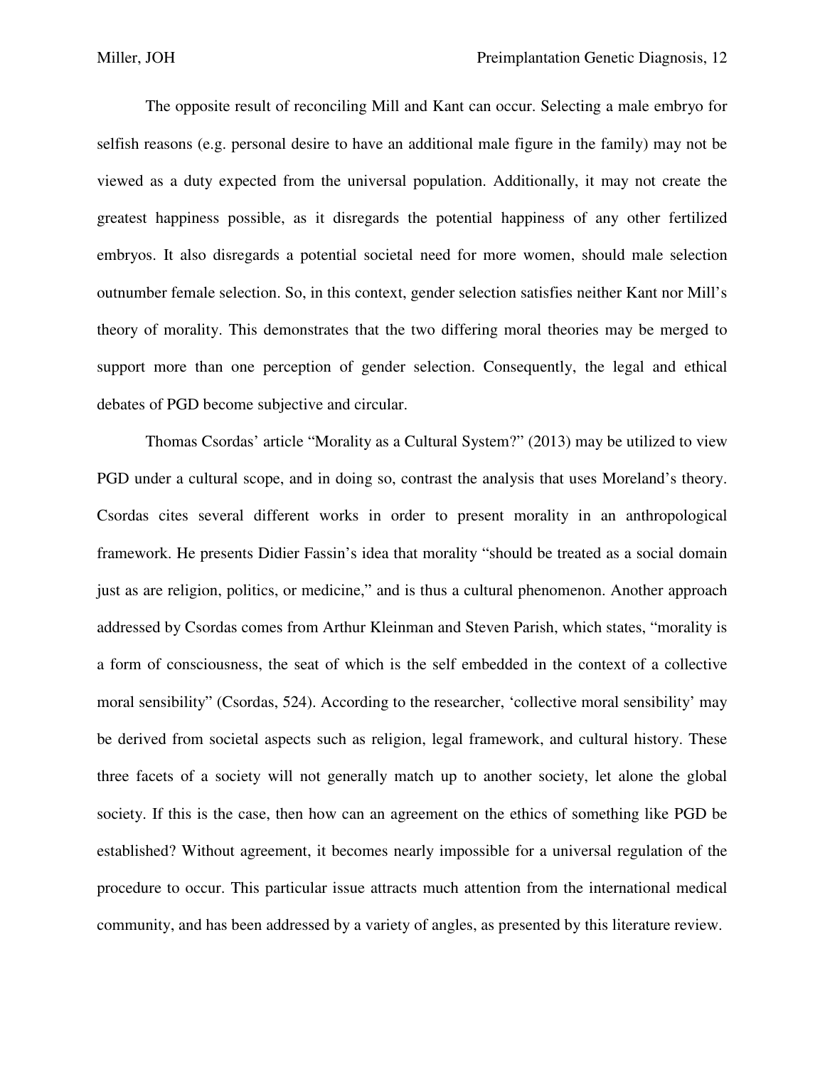The opposite result of reconciling Mill and Kant can occur. Selecting a male embryo for selfish reasons (e.g. personal desire to have an additional male figure in the family) may not be viewed as a duty expected from the universal population. Additionally, it may not create the greatest happiness possible, as it disregards the potential happiness of any other fertilized embryos. It also disregards a potential societal need for more women, should male selection outnumber female selection. So, in this context, gender selection satisfies neither Kant nor Mill's theory of morality. This demonstrates that the two differing moral theories may be merged to support more than one perception of gender selection. Consequently, the legal and ethical debates of PGD become subjective and circular.

Thomas Csordas' article "Morality as a Cultural System?" (2013) may be utilized to view PGD under a cultural scope, and in doing so, contrast the analysis that uses Moreland's theory. Csordas cites several different works in order to present morality in an anthropological framework. He presents Didier Fassin's idea that morality "should be treated as a social domain just as are religion, politics, or medicine," and is thus a cultural phenomenon. Another approach addressed by Csordas comes from Arthur Kleinman and Steven Parish, which states, "morality is a form of consciousness, the seat of which is the self embedded in the context of a collective moral sensibility" (Csordas, 524). According to the researcher, 'collective moral sensibility' may be derived from societal aspects such as religion, legal framework, and cultural history. These three facets of a society will not generally match up to another society, let alone the global society. If this is the case, then how can an agreement on the ethics of something like PGD be established? Without agreement, it becomes nearly impossible for a universal regulation of the procedure to occur. This particular issue attracts much attention from the international medical community, and has been addressed by a variety of angles, as presented by this literature review.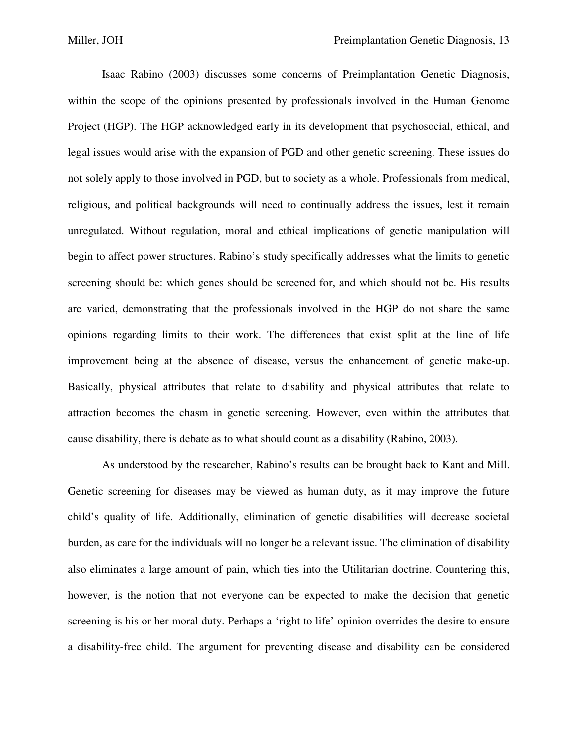Isaac Rabino (2003) discusses some concerns of Preimplantation Genetic Diagnosis, within the scope of the opinions presented by professionals involved in the Human Genome Project (HGP). The HGP acknowledged early in its development that psychosocial, ethical, and legal issues would arise with the expansion of PGD and other genetic screening. These issues do not solely apply to those involved in PGD, but to society as a whole. Professionals from medical, religious, and political backgrounds will need to continually address the issues, lest it remain unregulated. Without regulation, moral and ethical implications of genetic manipulation will begin to affect power structures. Rabino's study specifically addresses what the limits to genetic screening should be: which genes should be screened for, and which should not be. His results are varied, demonstrating that the professionals involved in the HGP do not share the same opinions regarding limits to their work. The differences that exist split at the line of life improvement being at the absence of disease, versus the enhancement of genetic make-up. Basically, physical attributes that relate to disability and physical attributes that relate to attraction becomes the chasm in genetic screening. However, even within the attributes that cause disability, there is debate as to what should count as a disability (Rabino, 2003).

As understood by the researcher, Rabino's results can be brought back to Kant and Mill. Genetic screening for diseases may be viewed as human duty, as it may improve the future child's quality of life. Additionally, elimination of genetic disabilities will decrease societal burden, as care for the individuals will no longer be a relevant issue. The elimination of disability also eliminates a large amount of pain, which ties into the Utilitarian doctrine. Countering this, however, is the notion that not everyone can be expected to make the decision that genetic screening is his or her moral duty. Perhaps a 'right to life' opinion overrides the desire to ensure a disability-free child. The argument for preventing disease and disability can be considered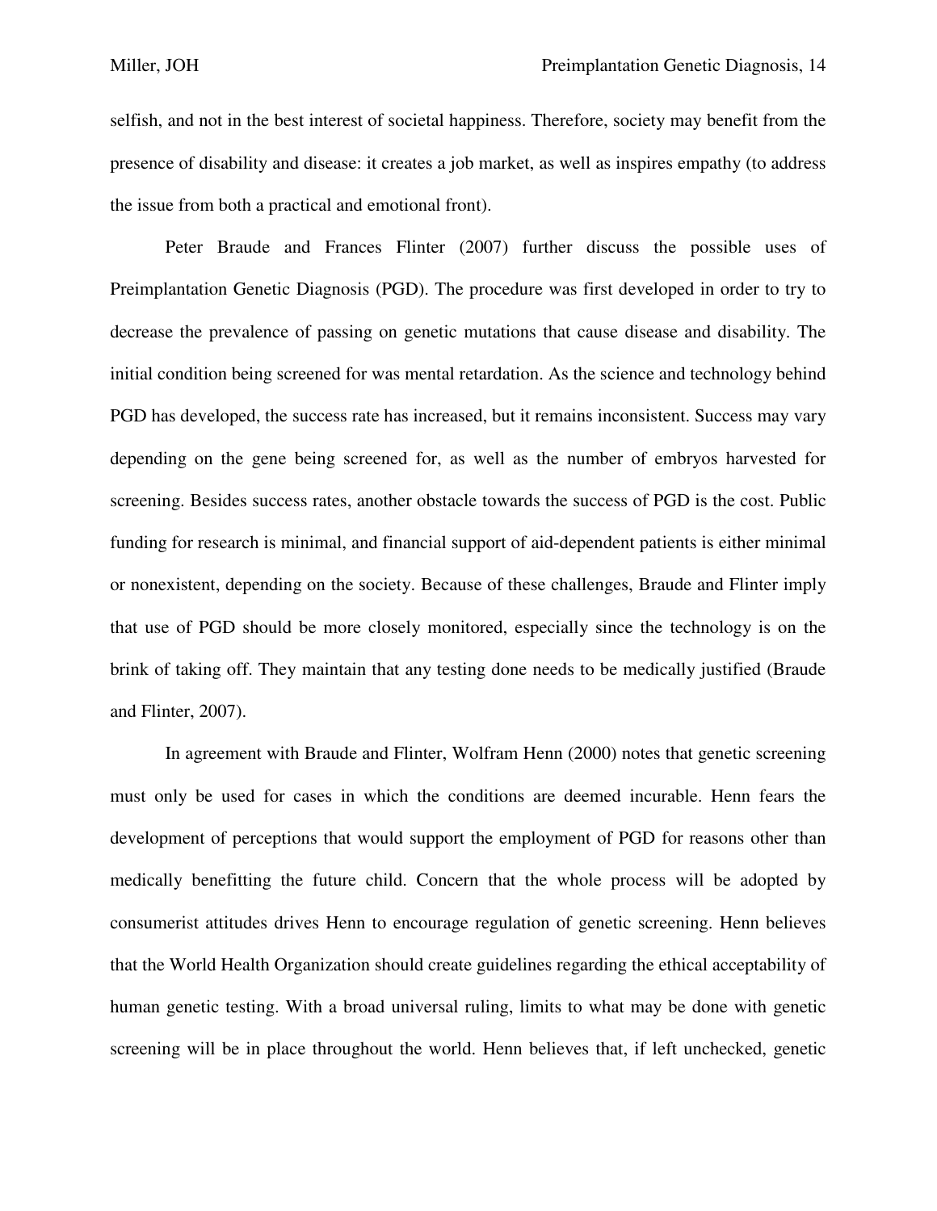selfish, and not in the best interest of societal happiness. Therefore, society may benefit from the presence of disability and disease: it creates a job market, as well as inspires empathy (to address the issue from both a practical and emotional front).

Peter Braude and Frances Flinter (2007) further discuss the possible uses of Preimplantation Genetic Diagnosis (PGD). The procedure was first developed in order to try to decrease the prevalence of passing on genetic mutations that cause disease and disability. The initial condition being screened for was mental retardation. As the science and technology behind PGD has developed, the success rate has increased, but it remains inconsistent. Success may vary depending on the gene being screened for, as well as the number of embryos harvested for screening. Besides success rates, another obstacle towards the success of PGD is the cost. Public funding for research is minimal, and financial support of aid-dependent patients is either minimal or nonexistent, depending on the society. Because of these challenges, Braude and Flinter imply that use of PGD should be more closely monitored, especially since the technology is on the brink of taking off. They maintain that any testing done needs to be medically justified (Braude and Flinter, 2007).

In agreement with Braude and Flinter, Wolfram Henn (2000) notes that genetic screening must only be used for cases in which the conditions are deemed incurable. Henn fears the development of perceptions that would support the employment of PGD for reasons other than medically benefitting the future child. Concern that the whole process will be adopted by consumerist attitudes drives Henn to encourage regulation of genetic screening. Henn believes that the World Health Organization should create guidelines regarding the ethical acceptability of human genetic testing. With a broad universal ruling, limits to what may be done with genetic screening will be in place throughout the world. Henn believes that, if left unchecked, genetic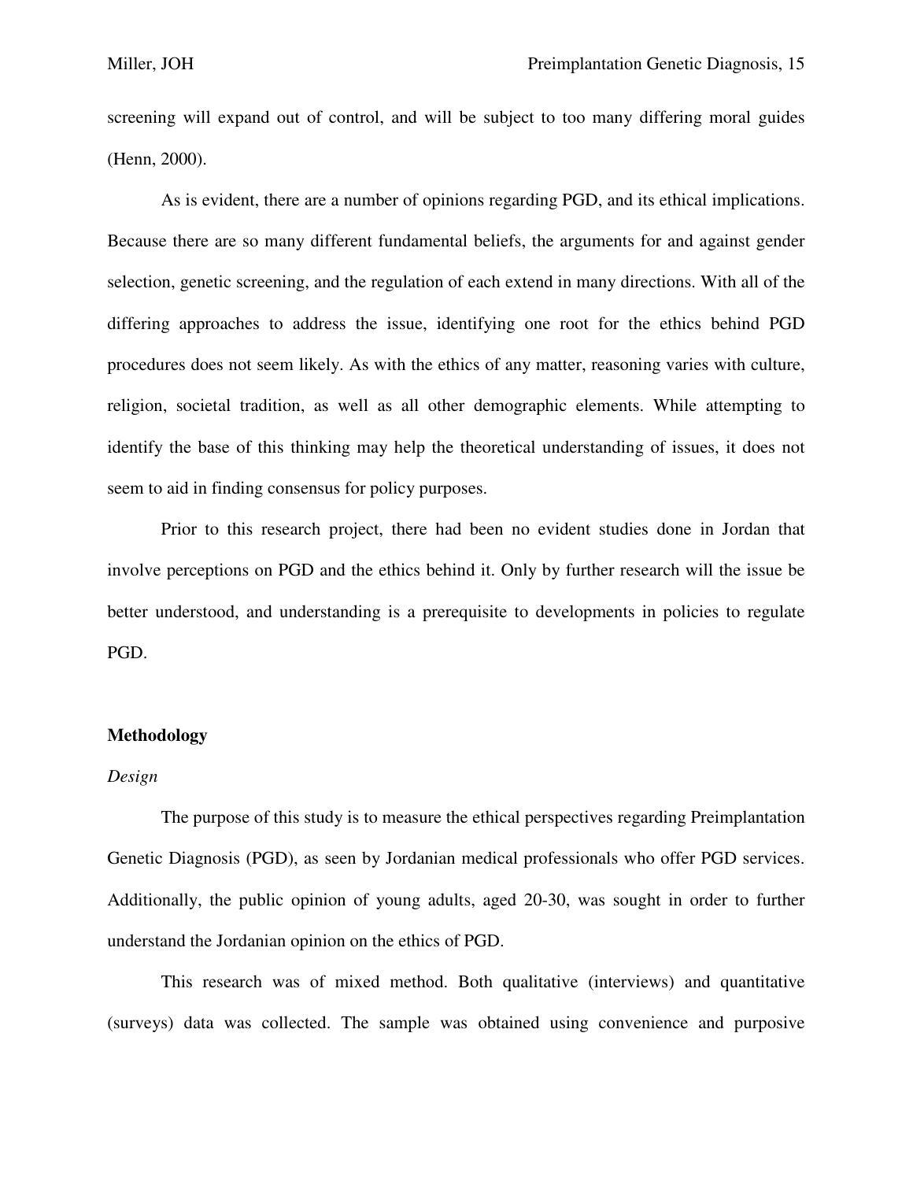screening will expand out of control, and will be subject to too many differing moral guides (Henn, 2000).

As is evident, there are a number of opinions regarding PGD, and its ethical implications. Because there are so many different fundamental beliefs, the arguments for and against gender selection, genetic screening, and the regulation of each extend in many directions. With all of the differing approaches to address the issue, identifying one root for the ethics behind PGD procedures does not seem likely. As with the ethics of any matter, reasoning varies with culture, religion, societal tradition, as well as all other demographic elements. While attempting to identify the base of this thinking may help the theoretical understanding of issues, it does not seem to aid in finding consensus for policy purposes.

Prior to this research project, there had been no evident studies done in Jordan that involve perceptions on PGD and the ethics behind it. Only by further research will the issue be better understood, and understanding is a prerequisite to developments in policies to regulate PGD.

## Methodology

### *Design*

The purpose of this study is to measure the ethical perspectives regarding Preimplantation Genetic Diagnosis (PGD), as seen by Jordanian medical professionals who offer PGD services. Additionally, the public opinion of young adults, aged 20-30, was sought in order to further understand the Jordanian opinion on the ethics of PGD.

This research was of mixed method. Both qualitative (interviews) and quantitative (surveys) data was collected. The sample was obtained using convenience and purposive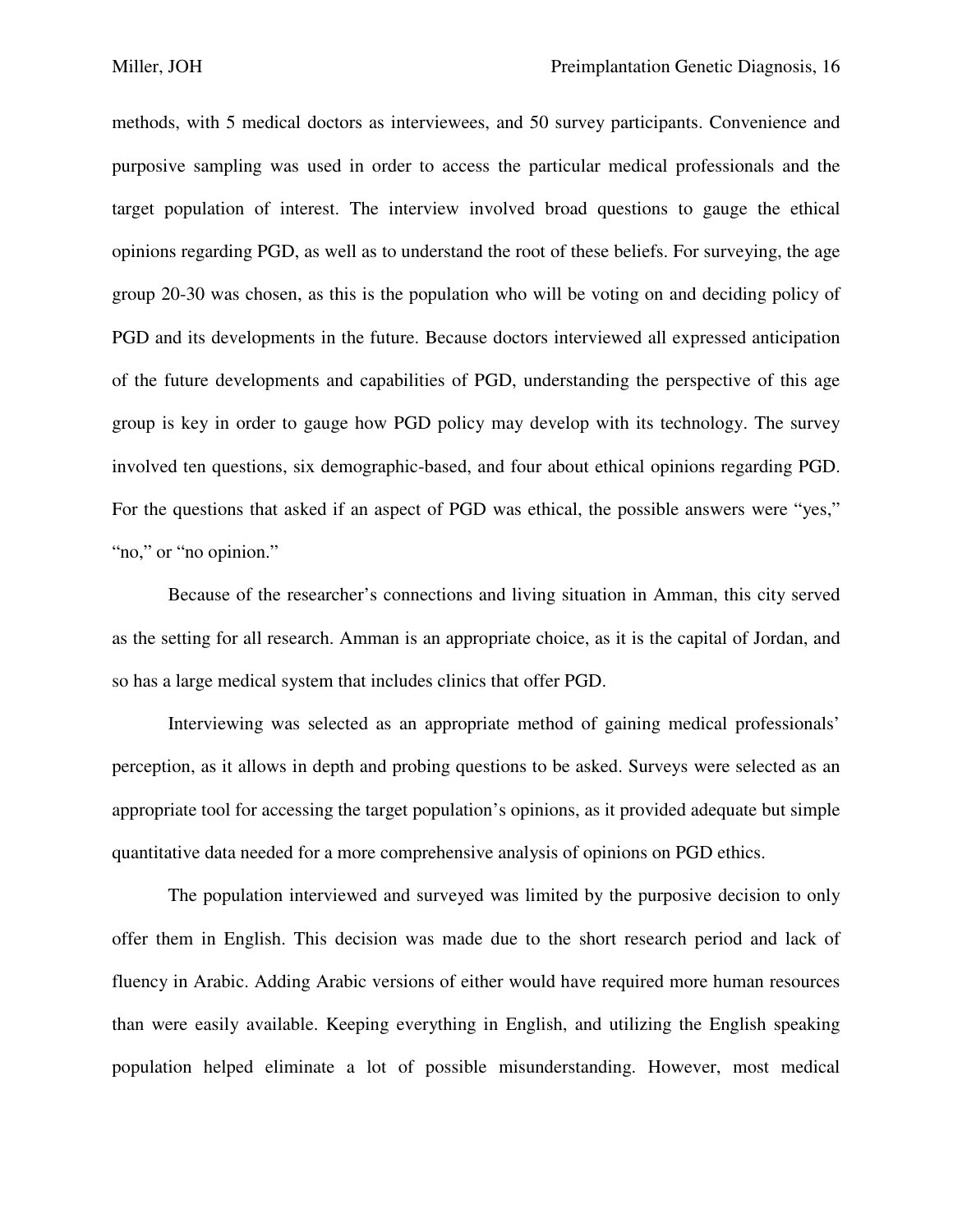methods, with 5 medical doctors as interviewees, and 50 survey participants. Convenience and purposive sampling was used in order to access the particular medical professionals and the target population of interest. The interview involved broad questions to gauge the ethical opinions regarding PGD, as well as to understand the root of these beliefs. For surveying, the age group 20-30 was chosen, as this is the population who will be voting on and deciding policy of PGD and its developments in the future. Because doctors interviewed all expressed anticipation of the future developments and capabilities of PGD, understanding the perspective of this age group is key in order to gauge how PGD policy may develop with its technology. The survey involved ten questions, six demographic-based, and four about ethical opinions regarding PGD. For the questions that asked if an aspect of PGD was ethical, the possible answers were "yes," "no," or "no opinion."

Because of the researcher's connections and living situation in Amman, this city served as the setting for all research. Amman is an appropriate choice, as it is the capital of Jordan, and so has a large medical system that includes clinics that offer PGD.

Interviewing was selected as an appropriate method of gaining medical professionals' perception, as it allows in depth and probing questions to be asked. Surveys were selected as an appropriate tool for accessing the target population's opinions, as it provided adequate but simple quantitative data needed for a more comprehensive analysis of opinions on PGD ethics.

The population interviewed and surveyed was limited by the purposive decision to only offer them in English. This decision was made due to the short research period and lack of fluency in Arabic. Adding Arabic versions of either would have required more human resources than were easily available. Keeping everything in English, and utilizing the English speaking population helped eliminate a lot of possible misunderstanding. However, most medical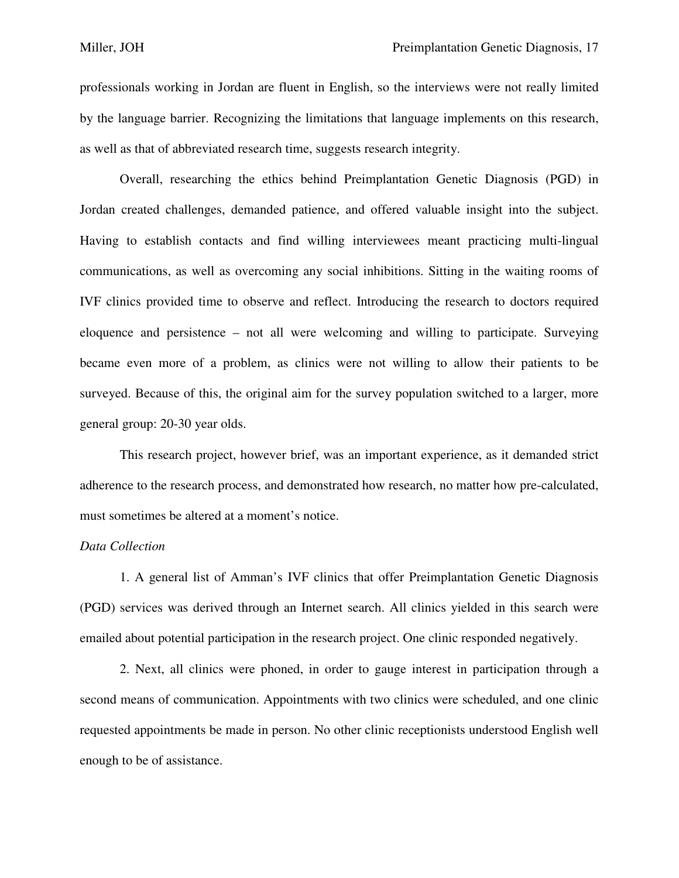professionals working in Jordan are fluent in English, so the interviews were not really limited by the language barrier. Recognizing the limitations that language implements on this research, as well as that of abbreviated research time, suggests research integrity.

Overall, researching the ethics behind Preimplantation Genetic Diagnosis (PGD) in Jordan created challenges, demanded patience, and offered valuable insight into the subject. Having to establish contacts and find willing interviewees meant practicing multi-lingual communications, as well as overcoming any social inhibitions. Sitting in the waiting rooms of IVF clinics provided time to observe and reflect. Introducing the research to doctors required eloquence and persistence – not all were welcoming and willing to participate. Surveying became even more of a problem, as clinics were not willing to allow their patients to be surveyed. Because of this, the original aim for the survey population switched to a larger, more general group: 20-30 year olds.

This research project, however brief, was an important experience, as it demanded strict adherence to the research process, and demonstrated how research, no matter how pre-calculated, must sometimes be altered at a moment's notice.

*Data Collection*

1. A general list of Amman's IVF clinics that offer Preimplantation Genetic Diagnosis (PGD) services was derived through an Internet search. All clinics yielded in this search were emailed about potential participation in the research project. One clinic responded negatively.

2. Next, all clinics were phoned, in order to gauge interest in participation through a second means of communication. Appointments with two clinics were scheduled, and one clinic requested appointments be made in person. No other clinic receptionists understood English well enough to be of assistance.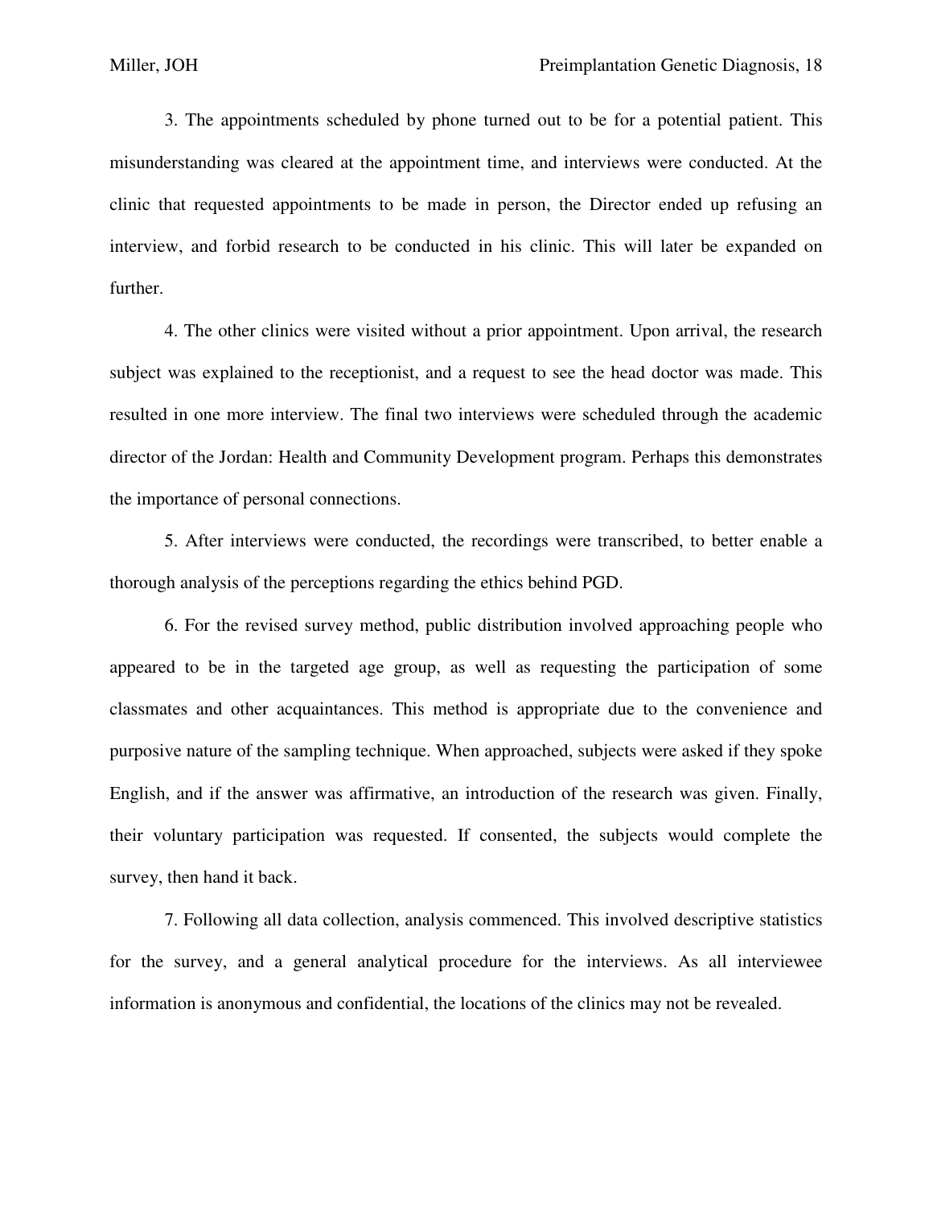3. The appointments scheduled by phone turned out to be for a potential patient. This misunderstanding was cleared at the appointment time, and interviews were conducted. At the clinic that requested appointments to be made in person, the Director ended up refusing an interview, and forbid research to be conducted in his clinic. This will later be expanded on further.

4. The other clinics were visited without a prior appointment. Upon arrival, the research subject was explained to the receptionist, and a request to see the head doctor was made. This resulted in one more interview. The final two interviews were scheduled through the academic director of the Jordan: Health and Community Development program. Perhaps this demonstrates the importance of personal connections.

5. After interviews were conducted, the recordings were transcribed, to better enable a thorough analysis of the perceptions regarding the ethics behind PGD.

6. For the revised survey method, public distribution involved approaching people who appeared to be in the targeted age group, as well as requesting the participation of some classmates and other acquaintances. This method is appropriate due to the convenience and purposive nature of the sampling technique. When approached, subjects were asked if they spoke English, and if the answer was affirmative, an introduction of the research was given. Finally, their voluntary participation was requested. If consented, the subjects would complete the survey, then hand it back.

7. Following all data collection, analysis commenced. This involved descriptive statistics for the survey, and a general analytical procedure for the interviews. As all interviewee information is anonymous and confidential, the locations of the clinics may not be revealed.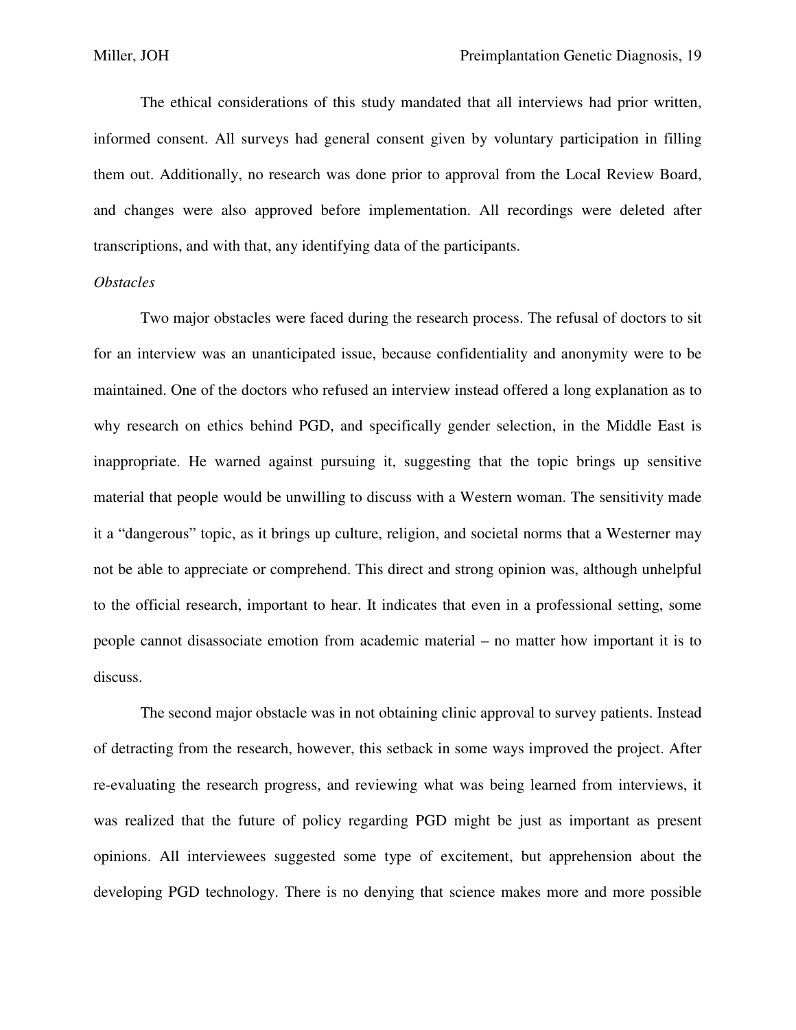The ethical considerations of this study mandated that all interviews had prior written, informed consent. All surveys had general consent given by voluntary participation in filling them out. Additionally, no research was done prior to approval from the Local Review Board, and changes were also approved before implementation. All recordings were deleted after transcriptions, and with that, any identifying data of the participants.

*Obstacles*

Two major obstacles were faced during the research process. The refusal of doctors to sit for an interview was an unanticipated issue, because confidentiality and anonymity were to be maintained. One of the doctors who refused an interview instead offered a long explanation as to why research on ethics behind PGD, and specifically gender selection, in the Middle East is inappropriate. He warned against pursuing it, suggesting that the topic brings up sensitive material that people would be unwilling to discuss with a Western woman. The sensitivity made it a "dangerous" topic, as it brings up culture, religion, and societal norms that a Westerner may not be able to appreciate or comprehend. This direct and strong opinion was, although unhelpful to the official research, important to hear. It indicates that even in a professional setting, some people cannot disassociate emotion from academic material – no matter how important it is to discuss.

The second major obstacle was in not obtaining clinic approval to survey patients. Instead of detracting from the research, however, this setback in some ways improved the project. After re-evaluating the research progress, and reviewing what was being learned from interviews, it was realized that the future of policy regarding PGD might be just as important as present opinions. All interviewees suggested some type of excitement, but apprehension about the developing PGD technology. There is no denying that science makes more and more possible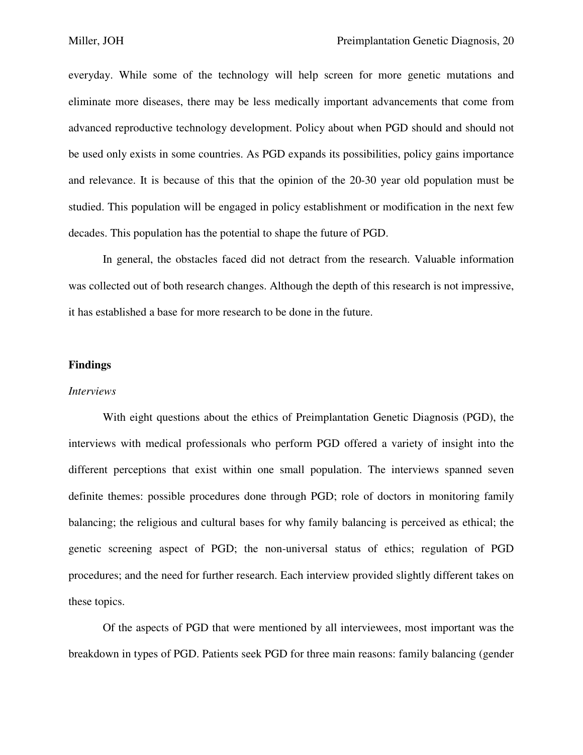everyday. While some of the technology will help screen for more genetic mutations and eliminate more diseases, there may be less medically important advancements that come from advanced reproductive technology development. Policy about when PGD should and should not be used only exists in some countries. As PGD expands its possibilities, policy gains importance and relevance. It is because of this that the opinion of the 20-30 year old population must be studied. This population will be engaged in policy establishment or modification in the next few decades. This population has the potential to shape the future of PGD.

In general, the obstacles faced did not detract from the research. Valuable information was collected out of both research changes. Although the depth of this research is not impressive, it has established a base for more research to be done in the future.

## Findings

### *Interviews*

With eight questions about the ethics of Preimplantation Genetic Diagnosis (PGD), the interviews with medical professionals who perform PGD offered a variety of insight into the different perceptions that exist within one small population. The interviews spanned seven definite themes: possible procedures done through PGD; role of doctors in monitoring family balancing; the religious and cultural bases for why family balancing is perceived as ethical; the genetic screening aspect of PGD; the non-universal status of ethics; regulation of PGD procedures; and the need for further research. Each interview provided slightly different takes on these topics.

Of the aspects of PGD that were mentioned by all interviewees, most important was the breakdown in types of PGD. Patients seek PGD for three main reasons: family balancing (gender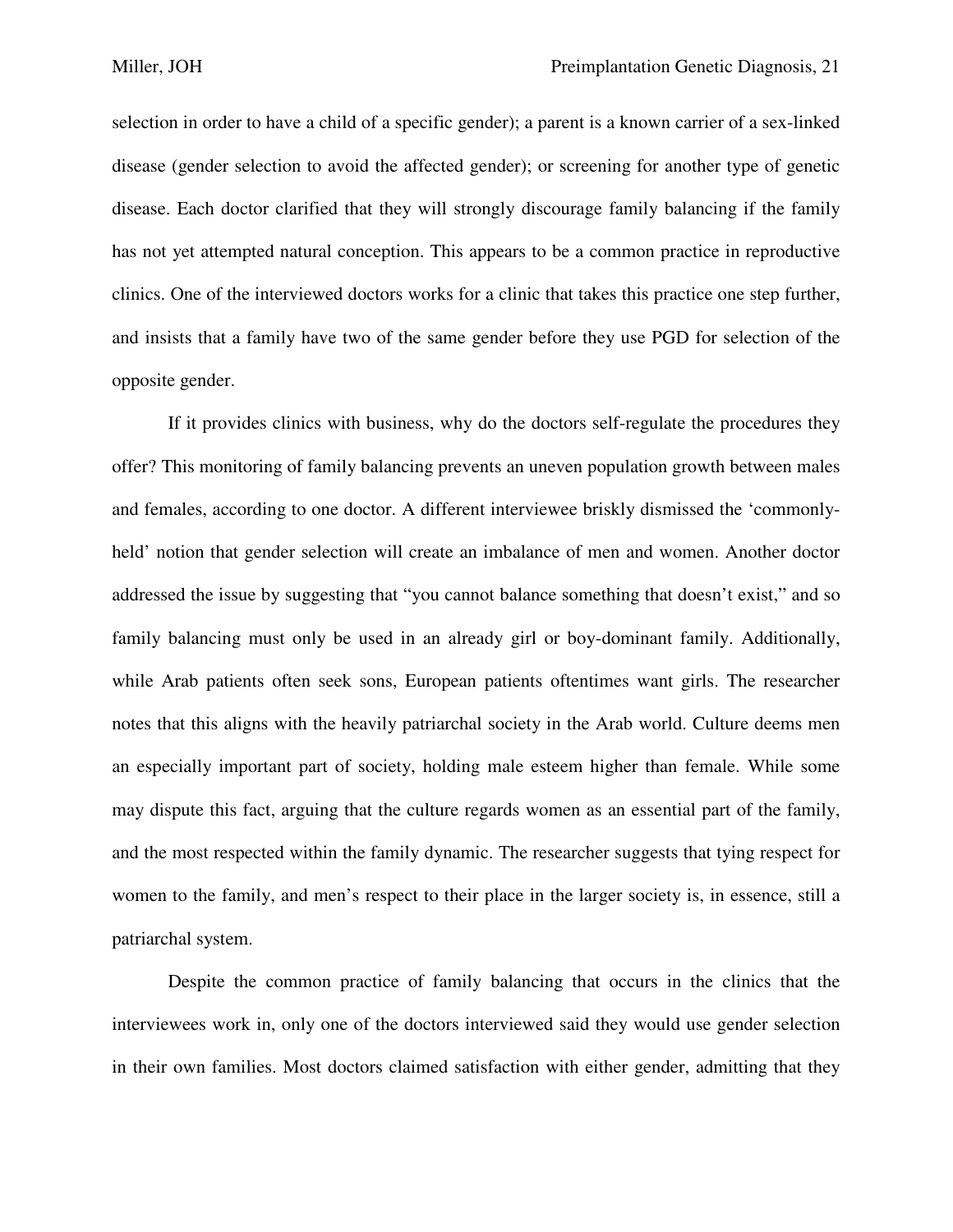selection in order to have a child of a specific gender); a parent is a known carrier of a sex-linked disease (gender selection to avoid the affected gender); or screening for another type of genetic disease. Each doctor clarified that they will strongly discourage family balancing if the family has not yet attempted natural conception. This appears to be a common practice in reproductive clinics. One of the interviewed doctors works for a clinic that takes this practice one step further, and insists that a family have two of the same gender before they use PGD for selection of the opposite gender.

If it provides clinics with business, why do the doctors self-regulate the procedures they offer? This monitoring of family balancing prevents an uneven population growth between males and females, according to one doctor. A different interviewee briskly dismissed the 'commonly-held' notion that gender selection will create an imbalance of men and women. Another doctor addressed the issue by suggesting that "you cannot balance something that doesn't exist," and so family balancing must only be used in an already girl or boy-dominant family. Additionally, while Arab patients often seek sons, European patients oftentimes want girls. The researcher notes that this aligns with the heavily patriarchal society in the Arab world. Culture deems men an especially important part of society, holding male esteem higher than female. While some may dispute this fact, arguing that the culture regards women as an essential part of the family, and the most respected within the family dynamic. The researcher suggests that tying respect for women to the family, and men's respect to their place in the larger society is, in essence, still a patriarchal system.

Despite the common practice of family balancing that occurs in the clinics that the interviewees work in, only one of the doctors interviewed said they would use gender selection in their own families. Most doctors claimed satisfaction with either gender, admitting that they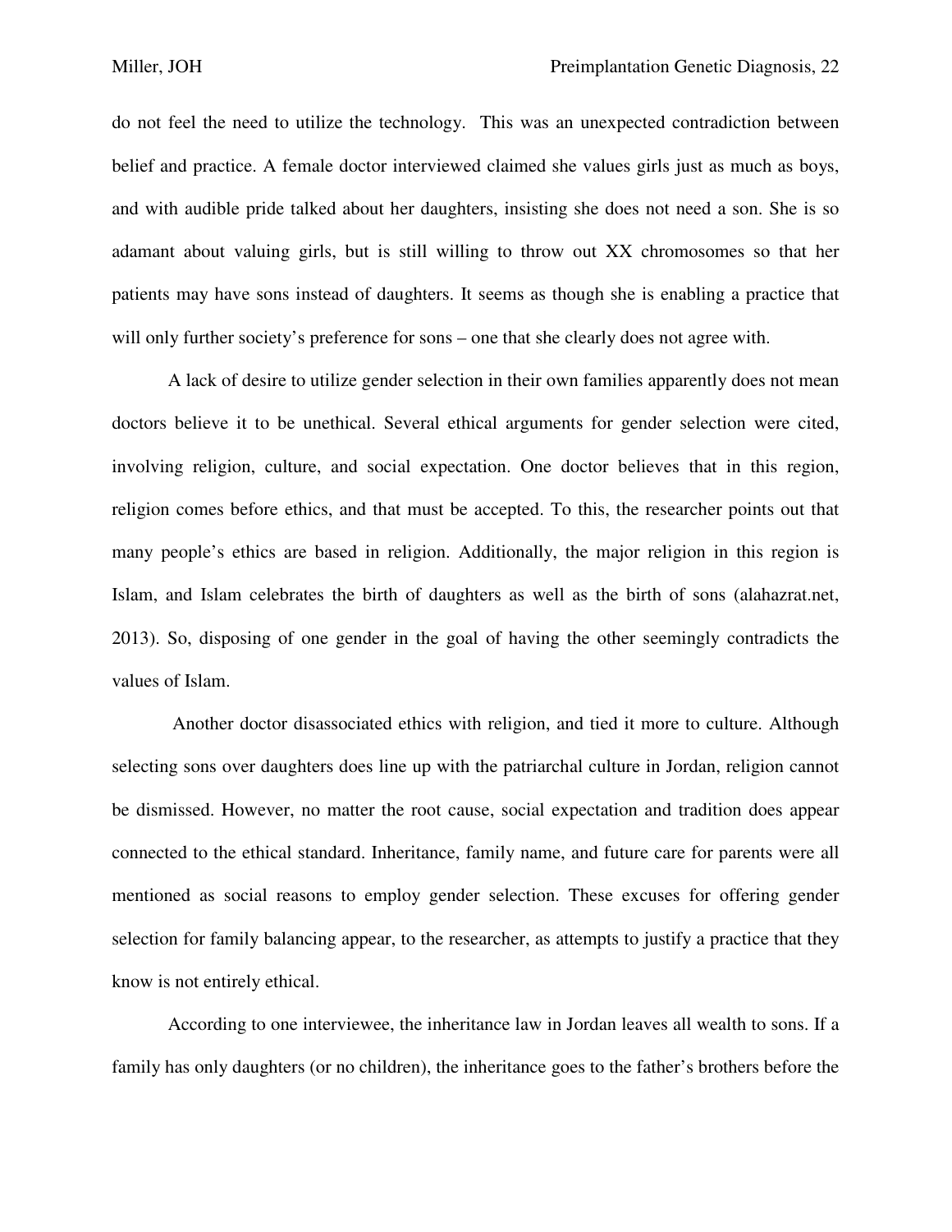do not feel the need to utilize the technology.  This was an unexpected contradiction between belief and practice. A female doctor interviewed claimed she values girls just as much as boys, and with audible pride talked about her daughters, insisting she does not need a son. She is so adamant about valuing girls, but is still willing to throw out XX chromosomes so that her patients may have sons instead of daughters. It seems as though she is enabling a practice that will only further society's preference for sons – one that she clearly does not agree with.

A lack of desire to utilize gender selection in their own families apparently does not mean doctors believe it to be unethical. Several ethical arguments for gender selection were cited, involving religion, culture, and social expectation. One doctor believes that in this region, religion comes before ethics, and that must be accepted. To this, the researcher points out that many people's ethics are based in religion. Additionally, the major religion in this region is Islam, and Islam celebrates the birth of daughters as well as the birth of sons (alahazrat.net, 2013). So, disposing of one gender in the goal of having the other seemingly contradicts the values of Islam.

Another doctor disassociated ethics with religion, and tied it more to culture. Although selecting sons over daughters does line up with the patriarchal culture in Jordan, religion cannot be dismissed. However, no matter the root cause, social expectation and tradition does appear connected to the ethical standard. Inheritance, family name, and future care for parents were all mentioned as social reasons to employ gender selection. These excuses for offering gender selection for family balancing appear, to the researcher, as attempts to justify a practice that they know is not entirely ethical.

According to one interviewee, the inheritance law in Jordan leaves all wealth to sons. If a family has only daughters (or no children), the inheritance goes to the father's brothers before the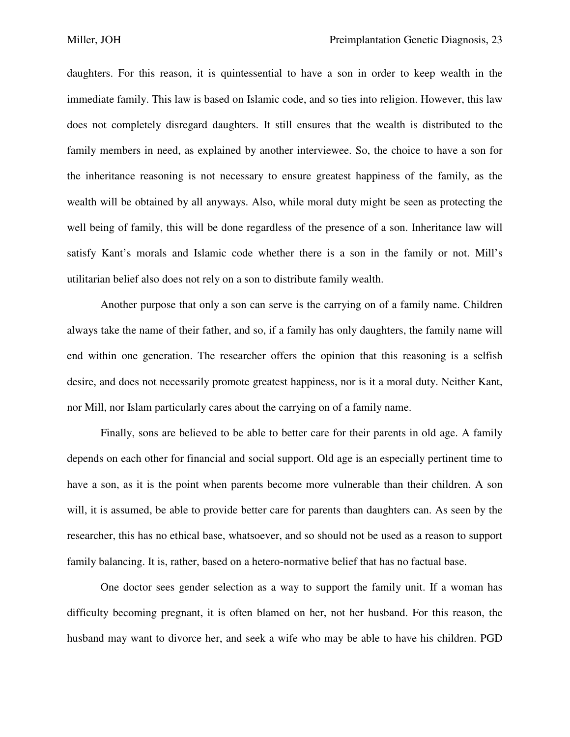daughters. For this reason, it is quintessential to have a son in order to keep wealth in the immediate family. This law is based on Islamic code, and so ties into religion. However, this law does not completely disregard daughters. It still ensures that the wealth is distributed to the family members in need, as explained by another interviewee. So, the choice to have a son for the inheritance reasoning is not necessary to ensure greatest happiness of the family, as the wealth will be obtained by all anyways. Also, while moral duty might be seen as protecting the well being of family, this will be done regardless of the presence of a son. Inheritance law will satisfy Kant's morals and Islamic code whether there is a son in the family or not. Mill's utilitarian belief also does not rely on a son to distribute family wealth.

Another purpose that only a son can serve is the carrying on of a family name. Children always take the name of their father, and so, if a family has only daughters, the family name will end within one generation. The researcher offers the opinion that this reasoning is a selfish desire, and does not necessarily promote greatest happiness, nor is it a moral duty. Neither Kant, nor Mill, nor Islam particularly cares about the carrying on of a family name.

Finally, sons are believed to be able to better care for their parents in old age. A family depends on each other for financial and social support. Old age is an especially pertinent time to have a son, as it is the point when parents become more vulnerable than their children. A son will, it is assumed, be able to provide better care for parents than daughters can. As seen by the researcher, this has no ethical base, whatsoever, and so should not be used as a reason to support family balancing. It is, rather, based on a hetero-normative belief that has no factual base.

One doctor sees gender selection as a way to support the family unit. If a woman has difficulty becoming pregnant, it is often blamed on her, not her husband. For this reason, the husband may want to divorce her, and seek a wife who may be able to have his children. PGD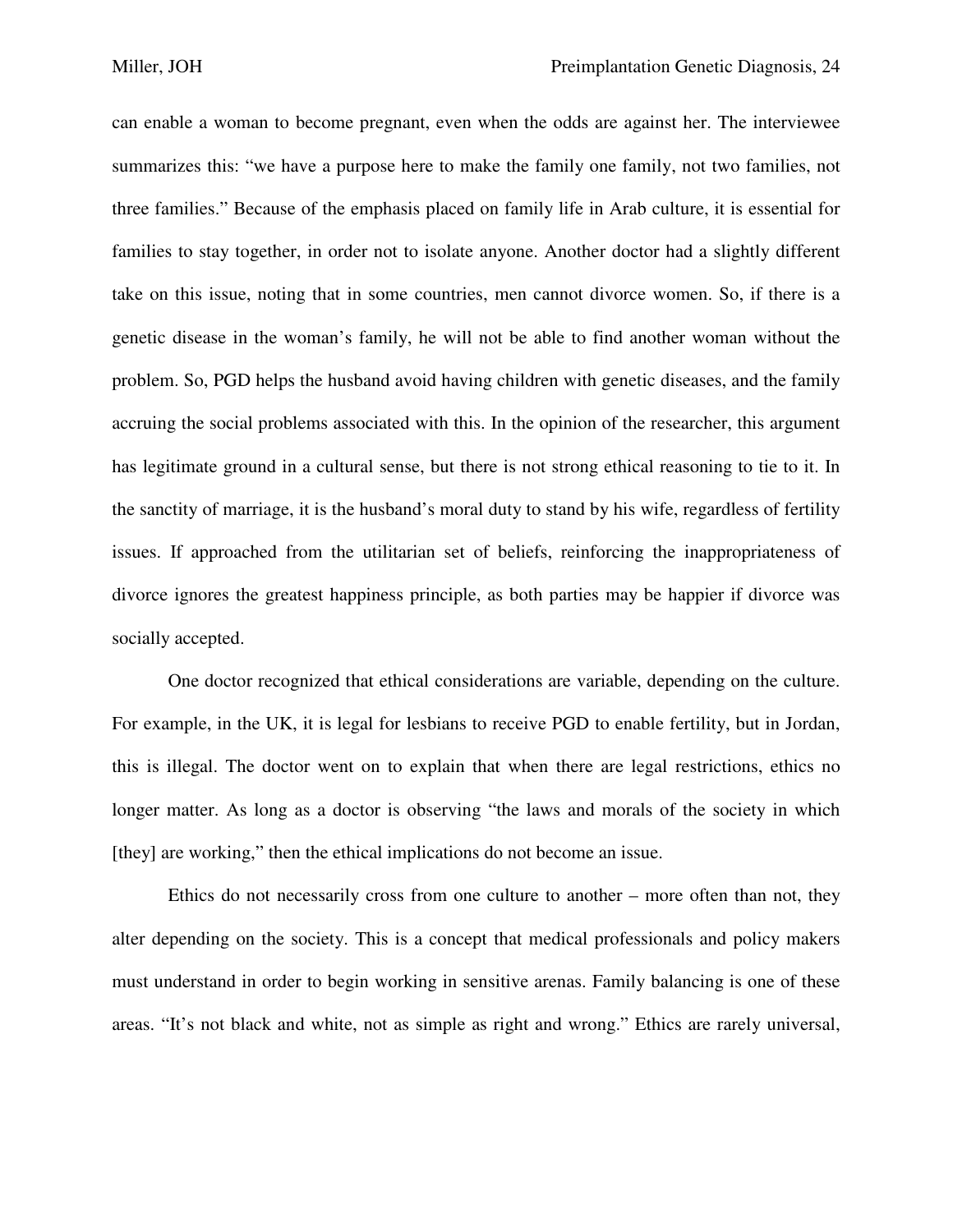can enable a woman to become pregnant, even when the odds are against her. The interviewee summarizes this: "we have a purpose here to make the family one family, not two families, not three families." Because of the emphasis placed on family life in Arab culture, it is essential for families to stay together, in order not to isolate anyone. Another doctor had a slightly different take on this issue, noting that in some countries, men cannot divorce women. So, if there is a genetic disease in the woman's family, he will not be able to find another woman without the problem. So, PGD helps the husband avoid having children with genetic diseases, and the family accruing the social problems associated with this. In the opinion of the researcher, this argument has legitimate ground in a cultural sense, but there is not strong ethical reasoning to tie to it. In the sanctity of marriage, it is the husband's moral duty to stand by his wife, regardless of fertility issues. If approached from the utilitarian set of beliefs, reinforcing the inappropriateness of divorce ignores the greatest happiness principle, as both parties may be happier if divorce was socially accepted.

One doctor recognized that ethical considerations are variable, depending on the culture. For example, in the UK, it is legal for lesbians to receive PGD to enable fertility, but in Jordan, this is illegal. The doctor went on to explain that when there are legal restrictions, ethics no longer matter. As long as a doctor is observing "the laws and morals of the society in which [they] are working," then the ethical implications do not become an issue.

Ethics do not necessarily cross from one culture to another – more often than not, they alter depending on the society. This is a concept that medical professionals and policy makers must understand in order to begin working in sensitive arenas. Family balancing is one of these areas. "It's not black and white, not as simple as right and wrong." Ethics are rarely universal,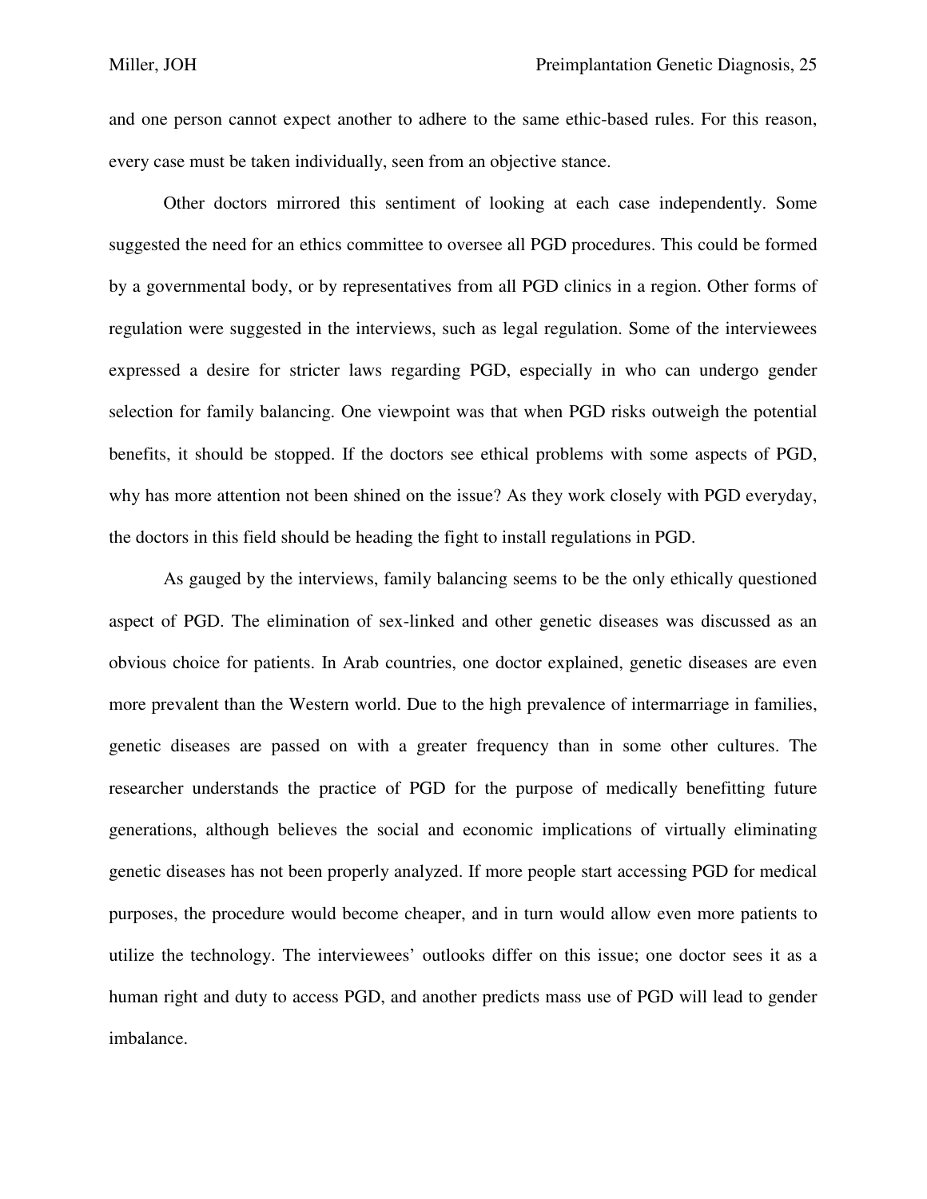and one person cannot expect another to adhere to the same ethic-based rules. For this reason, every case must be taken individually, seen from an objective stance.

Other doctors mirrored this sentiment of looking at each case independently. Some suggested the need for an ethics committee to oversee all PGD procedures. This could be formed by a governmental body, or by representatives from all PGD clinics in a region. Other forms of regulation were suggested in the interviews, such as legal regulation. Some of the interviewees expressed a desire for stricter laws regarding PGD, especially in who can undergo gender selection for family balancing. One viewpoint was that when PGD risks outweigh the potential benefits, it should be stopped. If the doctors see ethical problems with some aspects of PGD, why has more attention not been shined on the issue? As they work closely with PGD everyday, the doctors in this field should be heading the fight to install regulations in PGD.

As gauged by the interviews, family balancing seems to be the only ethically questioned aspect of PGD. The elimination of sex-linked and other genetic diseases was discussed as an obvious choice for patients. In Arab countries, one doctor explained, genetic diseases are even more prevalent than the Western world. Due to the high prevalence of intermarriage in families, genetic diseases are passed on with a greater frequency than in some other cultures. The researcher understands the practice of PGD for the purpose of medically benefitting future generations, although believes the social and economic implications of virtually eliminating genetic diseases has not been properly analyzed. If more people start accessing PGD for medical purposes, the procedure would become cheaper, and in turn would allow even more patients to utilize the technology. The interviewees' outlooks differ on this issue; one doctor sees it as a human right and duty to access PGD, and another predicts mass use of PGD will lead to gender imbalance.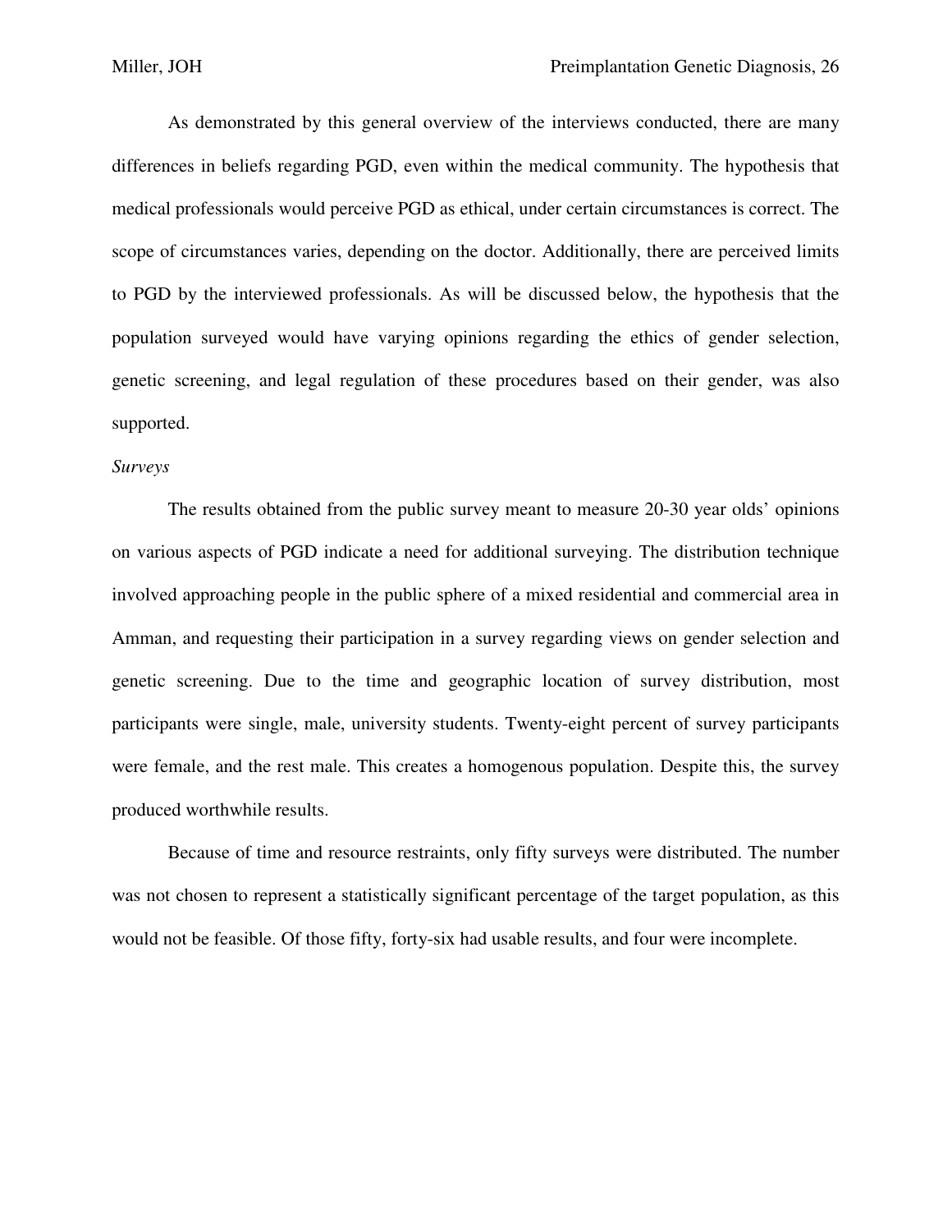As demonstrated by this general overview of the interviews conducted, there are many differences in beliefs regarding PGD, even within the medical community. The hypothesis that medical professionals would perceive PGD as ethical, under certain circumstances is correct. The scope of circumstances varies, depending on the doctor. Additionally, there are perceived limits to PGD by the interviewed professionals. As will be discussed below, the hypothesis that the population surveyed would have varying opinions regarding the ethics of gender selection, genetic screening, and legal regulation of these procedures based on their gender, was also supported.

*Surveys*

The results obtained from the public survey meant to measure 20-30 year olds' opinions on various aspects of PGD indicate a need for additional surveying. The distribution technique involved approaching people in the public sphere of a mixed residential and commercial area in Amman, and requesting their participation in a survey regarding views on gender selection and genetic screening. Due to the time and geographic location of survey distribution, most participants were single, male, university students. Twenty-eight percent of survey participants were female, and the rest male. This creates a homogenous population. Despite this, the survey produced worthwhile results.

Because of time and resource restraints, only fifty surveys were distributed. The number was not chosen to represent a statistically significant percentage of the target population, as this would not be feasible. Of those fifty, forty-six had usable results, and four were incomplete.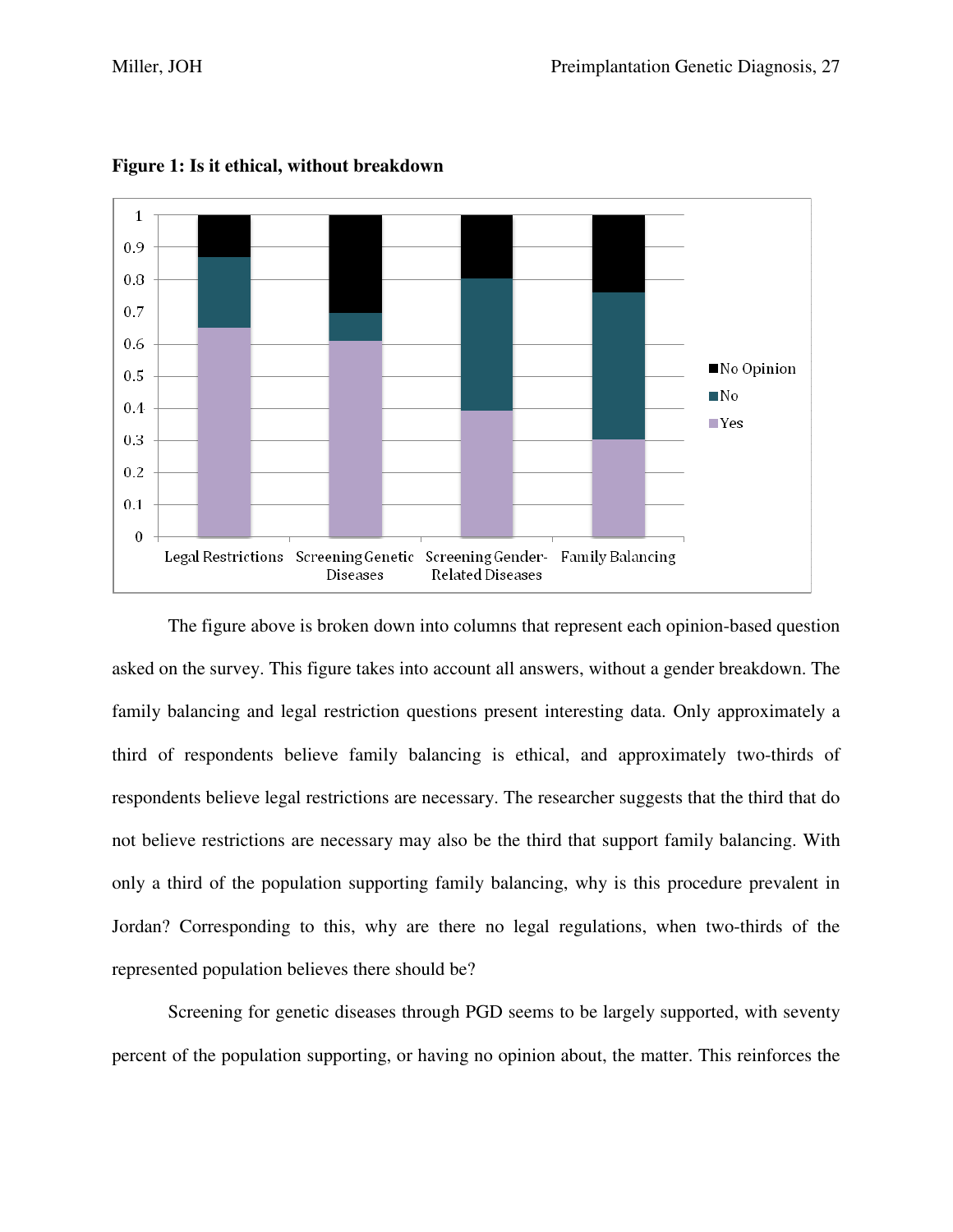**Figure 1: Is it ethical, without breakdown**

The figure above is broken down into columns that represent each opinion-based question asked on the survey. This figure takes into account all answers, without a gender breakdown. The family balancing and legal restriction questions present interesting data. Only approximately a third of respondents believe family balancing is ethical, and approximately two-thirds of respondents believe legal restrictions are necessary. The researcher suggests that the third that do not believe restrictions are necessary may also be the third that support family balancing. With only a third of the population supporting family balancing, why is this procedure prevalent in Jordan? Corresponding to this, why are there no legal regulations, when two-thirds of the represented population believes there should be?

Screening for genetic diseases through PGD seems to be largely supported, with seventy percent of the population supporting, or having no opinion about, the matter. This reinforces the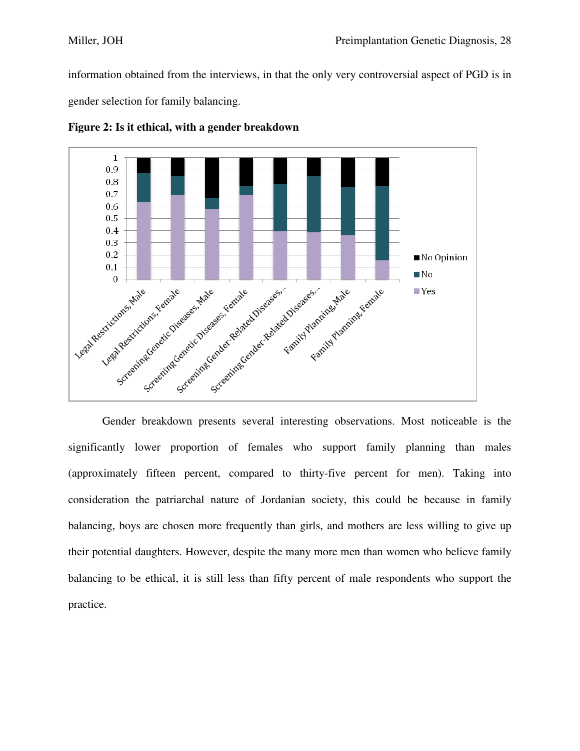information obtained from the interviews, in that the only very controversial aspect of PGD is in gender selection for family balancing.

**Figure 2: Is it ethical, with a gender breakdown**

Gender breakdown presents several interesting observations. Most noticeable is the significantly lower proportion of females who support family planning than males (approximately fifteen percent, compared to thirty-five percent for men). Taking into consideration the patriarchal nature of Jordanian society, this could be because in family balancing, boys are chosen more frequently than girls, and mothers are less willing to give up their potential daughters. However, despite the many more men than women who believe family balancing to be ethical, it is still less than fifty percent of male respondents who support the practice.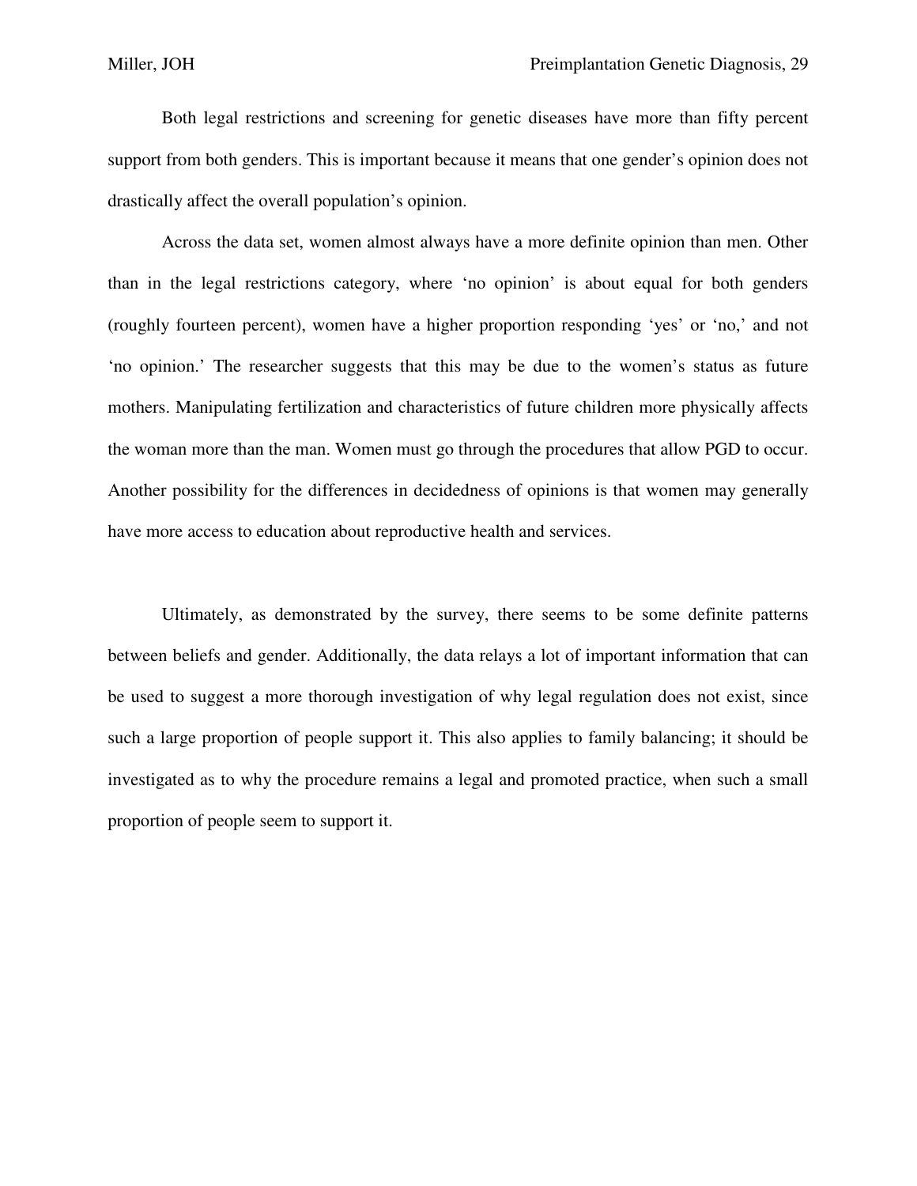Both legal restrictions and screening for genetic diseases have more than fifty percent support from both genders. This is important because it means that one gender's opinion does not drastically affect the overall population's opinion.

Across the data set, women almost always have a more definite opinion than men. Other than in the legal restrictions category, where 'no opinion' is about equal for both genders (roughly fourteen percent), women have a higher proportion responding 'yes' or 'no,' and not 'no opinion.' The researcher suggests that this may be due to the women's status as future mothers. Manipulating fertilization and characteristics of future children more physically affects the woman more than the man. Women must go through the procedures that allow PGD to occur. Another possibility for the differences in decidedness of opinions is that women may generally have more access to education about reproductive health and services.

Ultimately, as demonstrated by the survey, there seems to be some definite patterns between beliefs and gender. Additionally, the data relays a lot of important information that can be used to suggest a more thorough investigation of why legal regulation does not exist, since such a large proportion of people support it. This also applies to family balancing; it should be investigated as to why the procedure remains a legal and promoted practice, when such a small proportion of people seem to support it.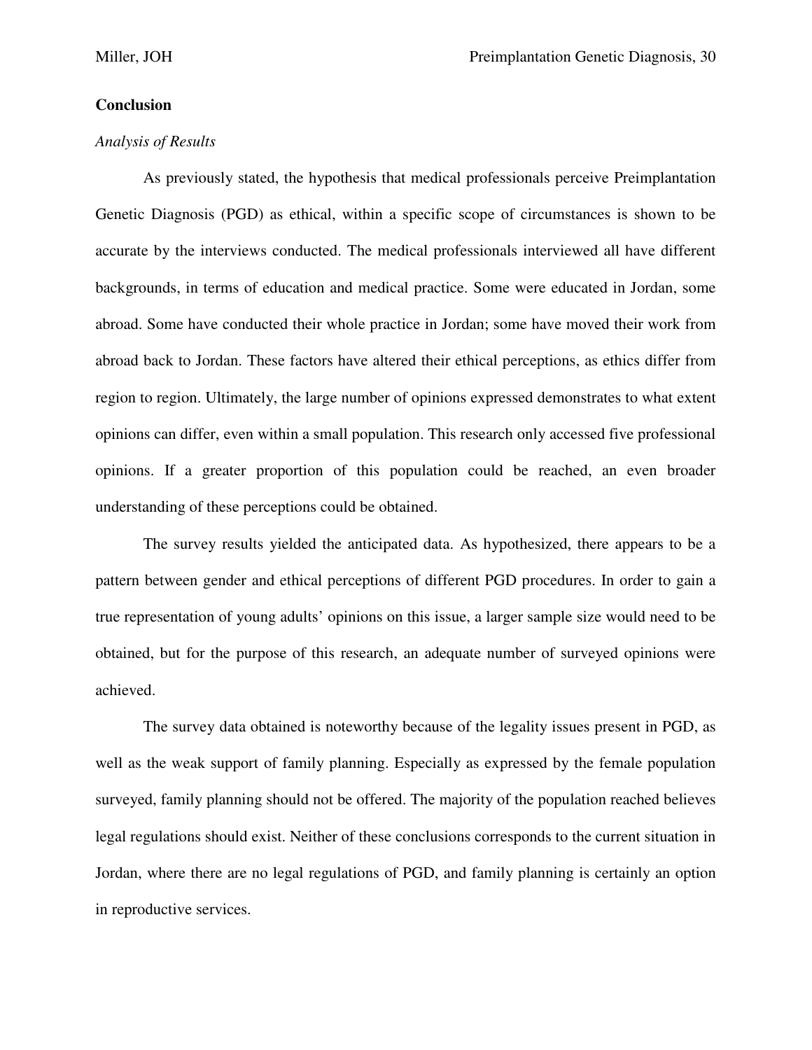## Conclusion

*Analysis of Results*

As previously stated, the hypothesis that medical professionals perceive Preimplantation Genetic Diagnosis (PGD) as ethical, within a specific scope of circumstances is shown to be accurate by the interviews conducted. The medical professionals interviewed all have different backgrounds, in terms of education and medical practice. Some were educated in Jordan, some abroad. Some have conducted their whole practice in Jordan; some have moved their work from abroad back to Jordan. These factors have altered their ethical perceptions, as ethics differ from region to region. Ultimately, the large number of opinions expressed demonstrates to what extent opinions can differ, even within a small population. This research only accessed five professional opinions. If a greater proportion of this population could be reached, an even broader understanding of these perceptions could be obtained.

The survey results yielded the anticipated data. As hypothesized, there appears to be a pattern between gender and ethical perceptions of different PGD procedures. In order to gain a true representation of young adults' opinions on this issue, a larger sample size would need to be obtained, but for the purpose of this research, an adequate number of surveyed opinions were achieved.

The survey data obtained is noteworthy because of the legality issues present in PGD, as well as the weak support of family planning. Especially as expressed by the female population surveyed, family planning should not be offered. The majority of the population reached believes legal regulations should exist. Neither of these conclusions corresponds to the current situation in Jordan, where there are no legal regulations of PGD, and family planning is certainly an option in reproductive services.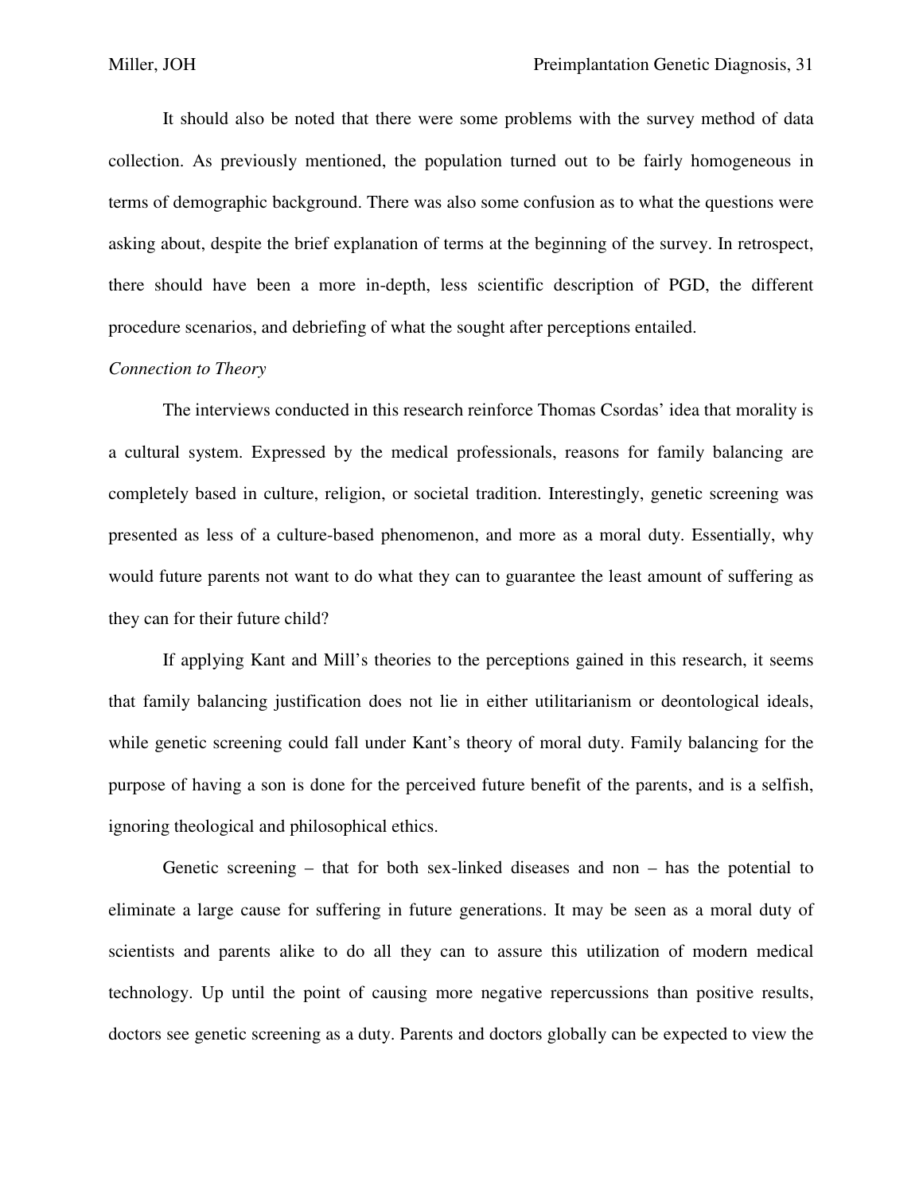It should also be noted that there were some problems with the survey method of data collection. As previously mentioned, the population turned out to be fairly homogeneous in terms of demographic background. There was also some confusion as to what the questions were asking about, despite the brief explanation of terms at the beginning of the survey. In retrospect, there should have been a more in-depth, less scientific description of PGD, the different procedure scenarios, and debriefing of what the sought after perceptions entailed.

*Connection to Theory*

The interviews conducted in this research reinforce Thomas Csordas' idea that morality is a cultural system. Expressed by the medical professionals, reasons for family balancing are completely based in culture, religion, or societal tradition. Interestingly, genetic screening was presented as less of a culture-based phenomenon, and more as a moral duty. Essentially, why would future parents not want to do what they can to guarantee the least amount of suffering as they can for their future child?

If applying Kant and Mill's theories to the perceptions gained in this research, it seems that family balancing justification does not lie in either utilitarianism or deontological ideals, while genetic screening could fall under Kant's theory of moral duty. Family balancing for the purpose of having a son is done for the perceived future benefit of the parents, and is a selfish, ignoring theological and philosophical ethics.

Genetic screening – that for both sex-linked diseases and non – has the potential to eliminate a large cause for suffering in future generations. It may be seen as a moral duty of scientists and parents alike to do all they can to assure this utilization of modern medical technology. Up until the point of causing more negative repercussions than positive results, doctors see genetic screening as a duty. Parents and doctors globally can be expected to view the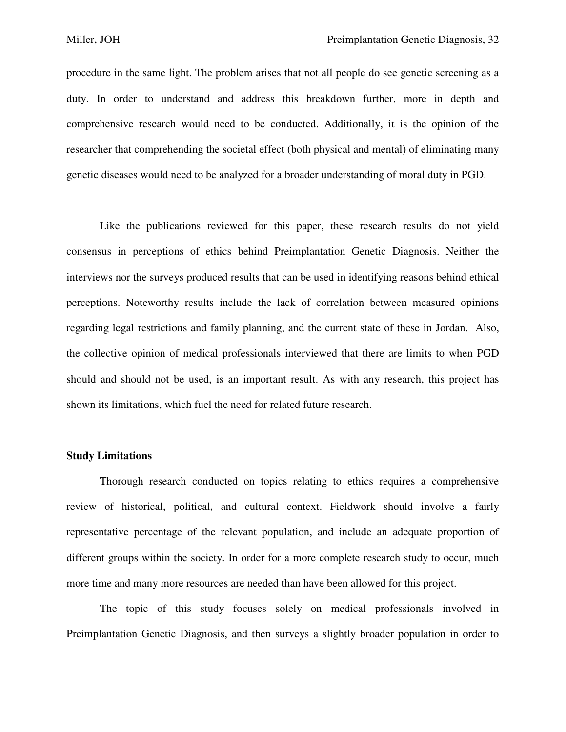procedure in the same light. The problem arises that not all people do see genetic screening as a duty. In order to understand and address this breakdown further, more in depth and comprehensive research would need to be conducted. Additionally, it is the opinion of the researcher that comprehending the societal effect (both physical and mental) of eliminating many genetic diseases would need to be analyzed for a broader understanding of moral duty in PGD.

Like the publications reviewed for this paper, these research results do not yield consensus in perceptions of ethics behind Preimplantation Genetic Diagnosis. Neither the interviews nor the surveys produced results that can be used in identifying reasons behind ethical perceptions. Noteworthy results include the lack of correlation between measured opinions regarding legal restrictions and family planning, and the current state of these in Jordan. Also, the collective opinion of medical professionals interviewed that there are limits to when PGD should and should not be used, is an important result. As with any research, this project has shown its limitations, which fuel the need for related future research.

**Study Limitations**

Thorough research conducted on topics relating to ethics requires a comprehensive review of historical, political, and cultural context. Fieldwork should involve a fairly representative percentage of the relevant population, and include an adequate proportion of different groups within the society. In order for a more complete research study to occur, much more time and many more resources are needed than have been allowed for this project.

The topic of this study focuses solely on medical professionals involved in Preimplantation Genetic Diagnosis, and then surveys a slightly broader population in order to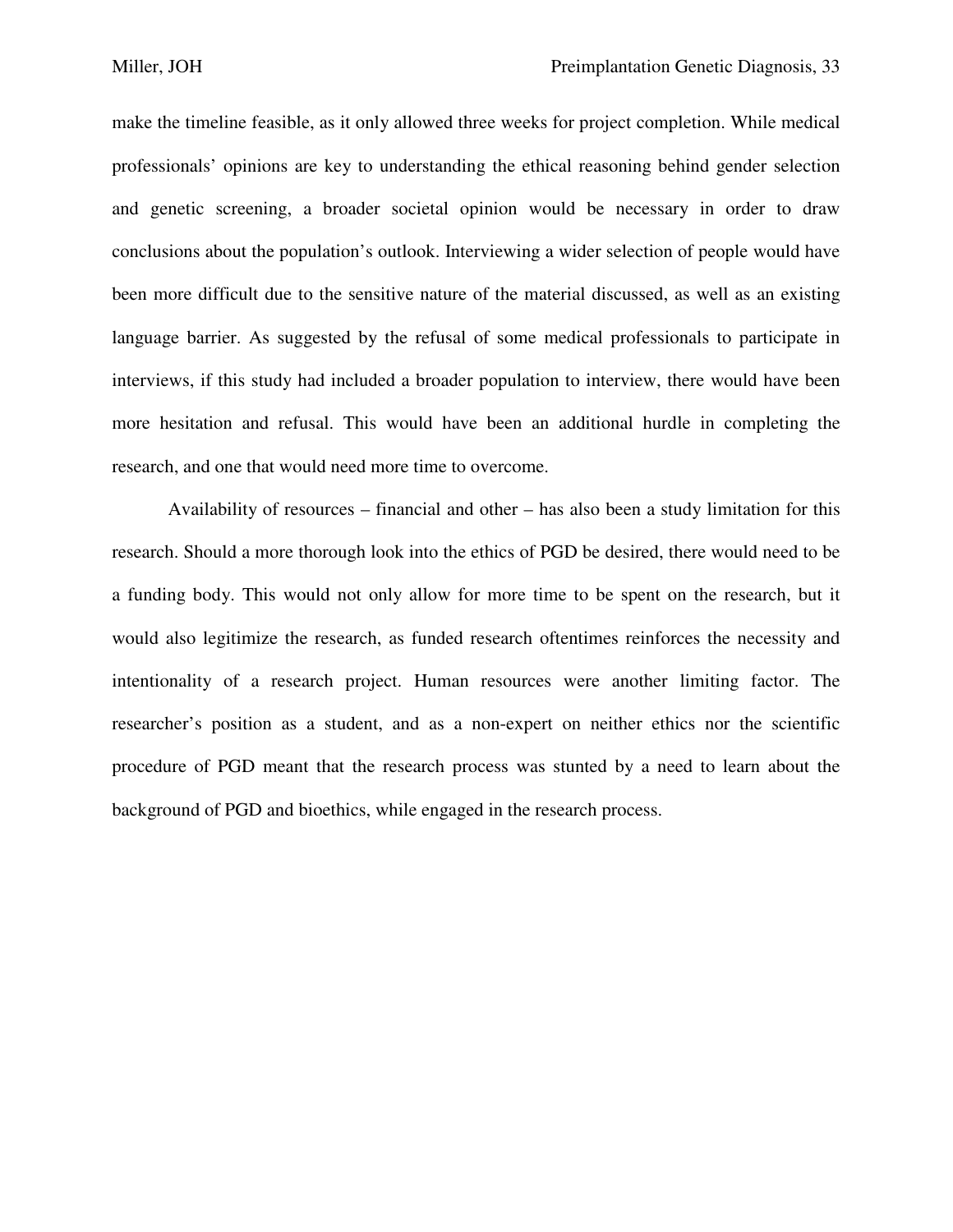make the timeline feasible, as it only allowed three weeks for project completion. While medical professionals' opinions are key to understanding the ethical reasoning behind gender selection and genetic screening, a broader societal opinion would be necessary in order to draw conclusions about the population's outlook. Interviewing a wider selection of people would have been more difficult due to the sensitive nature of the material discussed, as well as an existing language barrier. As suggested by the refusal of some medical professionals to participate in interviews, if this study had included a broader population to interview, there would have been more hesitation and refusal. This would have been an additional hurdle in completing the research, and one that would need more time to overcome.

Availability of resources – financial and other – has also been a study limitation for this research. Should a more thorough look into the ethics of PGD be desired, there would need to be a funding body. This would not only allow for more time to be spent on the research, but it would also legitimize the research, as funded research oftentimes reinforces the necessity and intentionality of a research project. Human resources were another limiting factor. The researcher's position as a student, and as a non-expert on neither ethics nor the scientific procedure of PGD meant that the research process was stunted by a need to learn about the background of PGD and bioethics, while engaged in the research process.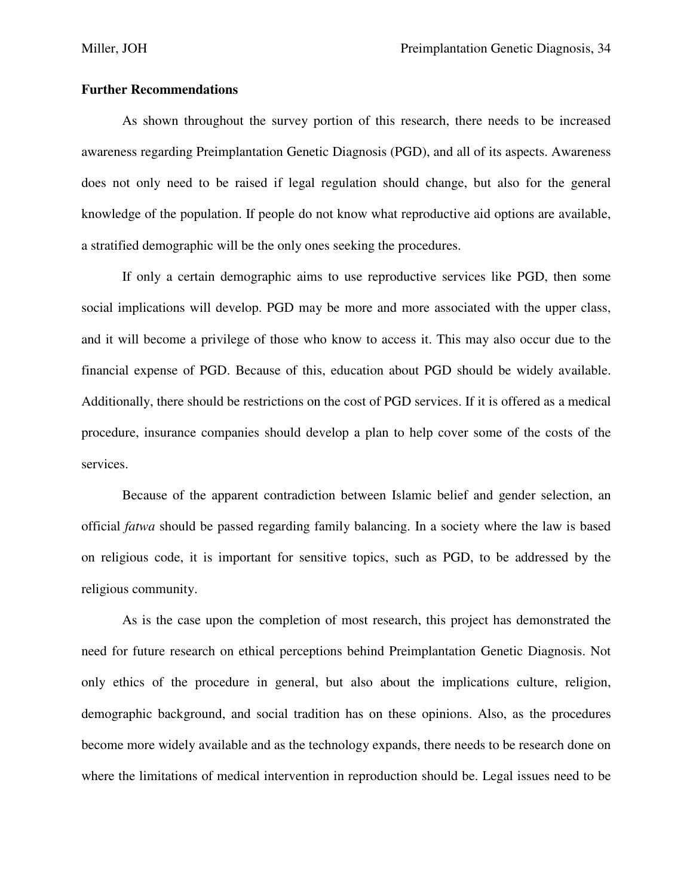**Further Recommendations**

As shown throughout the survey portion of this research, there needs to be increased awareness regarding Preimplantation Genetic Diagnosis (PGD), and all of its aspects. Awareness does not only need to be raised if legal regulation should change, but also for the general knowledge of the population. If people do not know what reproductive aid options are available, a stratified demographic will be the only ones seeking the procedures.

If only a certain demographic aims to use reproductive services like PGD, then some social implications will develop. PGD may be more and more associated with the upper class, and it will become a privilege of those who know to access it. This may also occur due to the financial expense of PGD. Because of this, education about PGD should be widely available. Additionally, there should be restrictions on the cost of PGD services. If it is offered as a medical procedure, insurance companies should develop a plan to help cover some of the costs of the services.

Because of the apparent contradiction between Islamic belief and gender selection, an official *fatwa* should be passed regarding family balancing. In a society where the law is based on religious code, it is important for sensitive topics, such as PGD, to be addressed by the religious community.

As is the case upon the completion of most research, this project has demonstrated the need for future research on ethical perceptions behind Preimplantation Genetic Diagnosis. Not only ethics of the procedure in general, but also about the implications culture, religion, demographic background, and social tradition has on these opinions. Also, as the procedures become more widely available and as the technology expands, there needs to be research done on where the limitations of medical intervention in reproduction should be. Legal issues need to be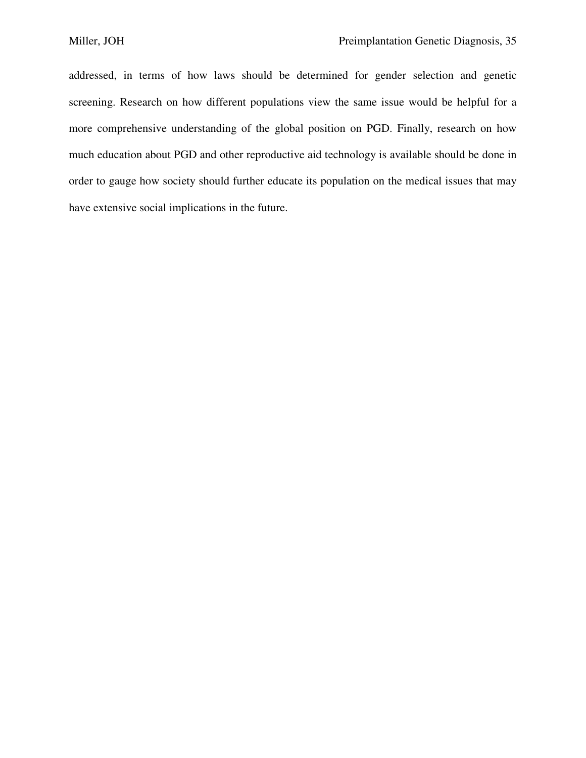addressed, in terms of how laws should be determined for gender selection and genetic screening. Research on how different populations view the same issue would be helpful for a more comprehensive understanding of the global position on PGD. Finally, research on how much education about PGD and other reproductive aid technology is available should be done in order to gauge how society should further educate its population on the medical issues that may have extensive social implications in the future.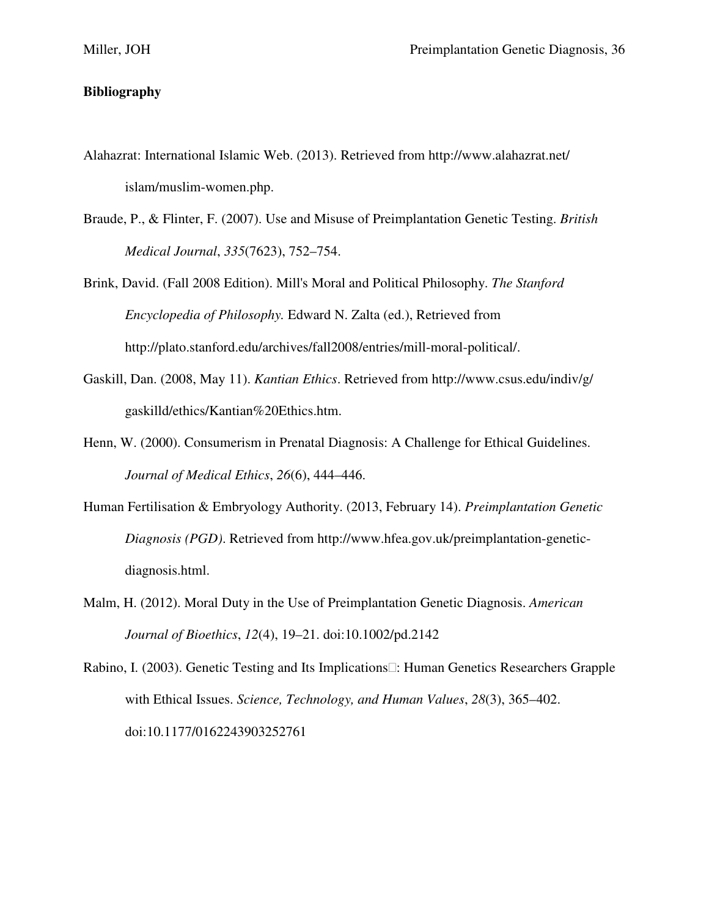**Bibliography**

Alahazrat: International Islamic Web. (2013). Retrieved from http://www.alahazrat.net/islam/muslim-women.php.

Braude, P., & Flinter, F. (2007). Use and Misuse of Preimplantation Genetic Testing. *British Medical Journal*, *335*(7623), 752–754.

Brink, David. (Fall 2008 Edition). Mill's Moral and Political Philosophy. *The Stanford Encyclopedia of Philosophy.* Edward N. Zalta (ed.), Retrieved from http://plato.stanford.edu/archives/fall2008/entries/mill-moral-political/.

Gaskill, Dan. (2008, May 11). *Kantian Ethics*. Retrieved from http://www.csus.edu/indiv/g/gaskilld/ethics/Kantian%20Ethics.htm.

Henn, W. (2000). Consumerism in Prenatal Diagnosis: A Challenge for Ethical Guidelines. *Journal of Medical Ethics*, *26*(6), 444–446.

Human Fertilisation & Embryology Authority. (2013, February 14). *Preimplantation Genetic Diagnosis (PGD)*. Retrieved from http://www.hfea.gov.uk/preimplantation-genetic-diagnosis.html.

Malm, H. (2012). Moral Duty in the Use of Preimplantation Genetic Diagnosis. *American Journal of Bioethics*, *12*(4), 19–21. doi:10.1002/pd.2142

Rabino, I. (2003). Genetic Testing and Its Implications: Human Genetics Researchers Grapple with Ethical Issues. *Science, Technology, and Human Values*, *28*(3), 365–402. doi:10.1177/0162243903252761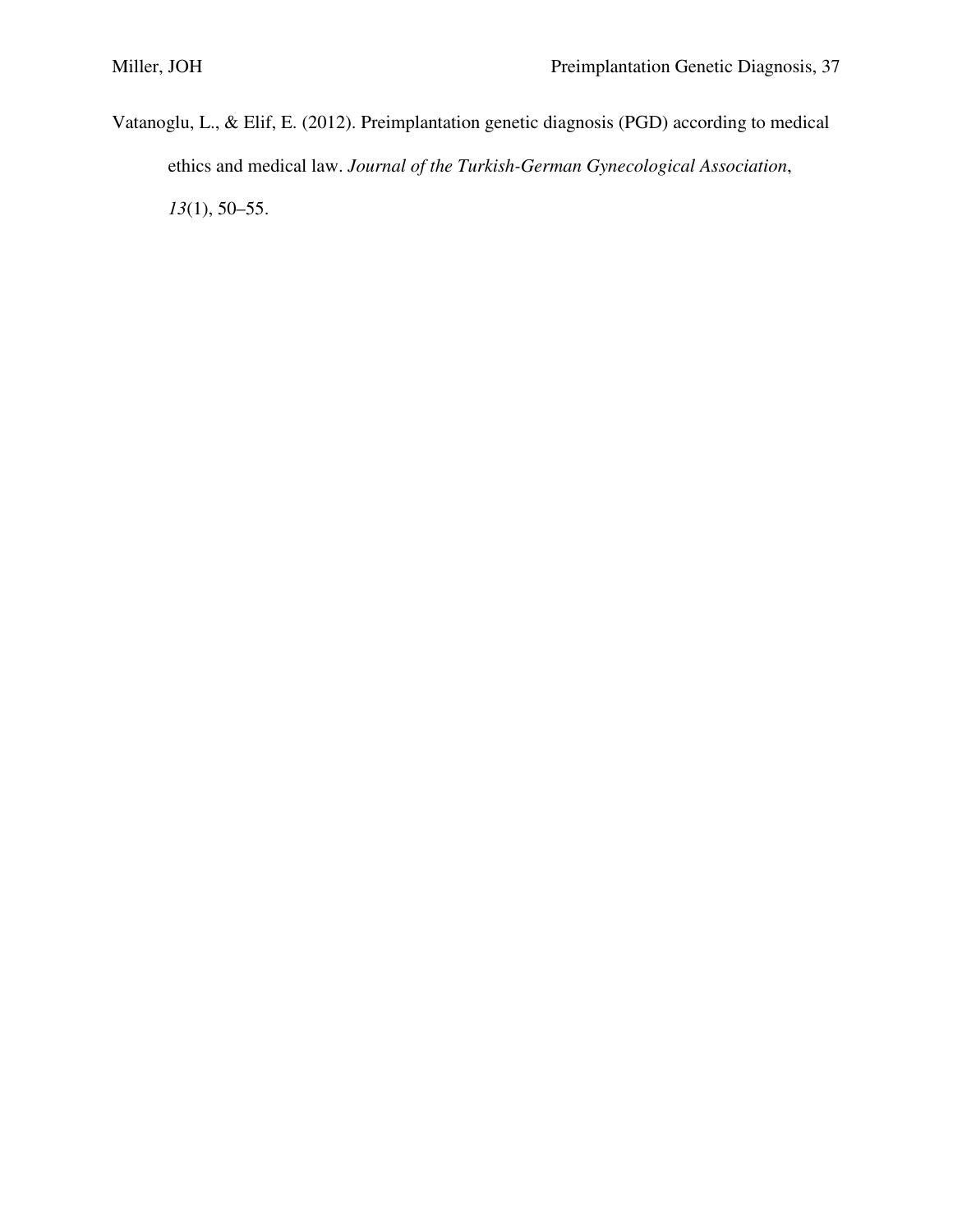Vatanoglu, L., & Elif, E. (2012). Preimplantation genetic diagnosis (PGD) according to medical ethics and medical law. *Journal of the Turkish-German Gynecological Association*, *13*(1), 50–55.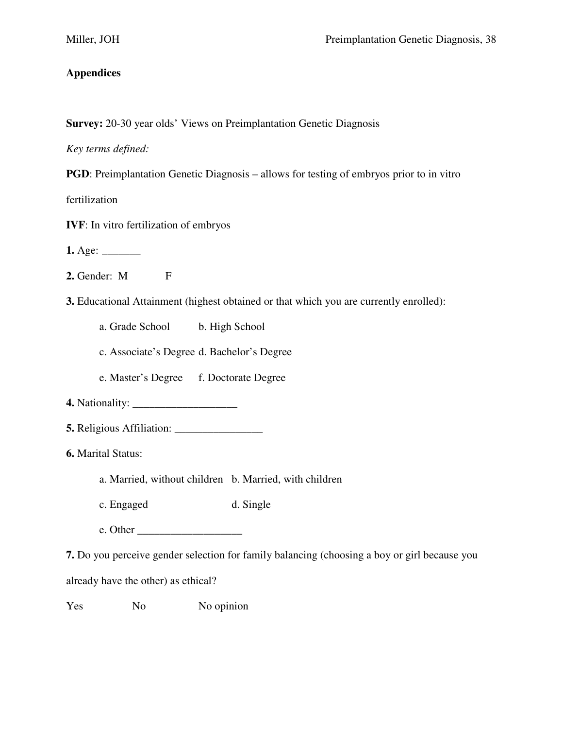**Appendices**

**Survey:** 20-30 year olds' Views on Preimplantation Genetic Diagnosis

*Key terms defined:*

**PGD**: Preimplantation Genetic Diagnosis – allows for testing of embryos prior to in vitro fertilization

**IVF**: In vitro fertilization of embryos

**1.** Age: _______

**2.** Gender: M F

**3.** Educational Attainment (highest obtained or that which you are currently enrolled):

a. Grade School b. High School

c. Associate's Degree d. Bachelor's Degree

e. Master's Degree f. Doctorate Degree

**4.** Nationality: ___________________

**5.** Religious Affiliation: ________________

**6.** Marital Status:

a. Married, without children b. Married, with children

c. Engaged d. Single

e. Other ___________________

**7.** Do you perceive gender selection for family balancing (choosing a boy or girl because you already have the other) as ethical?

Yes No No opinion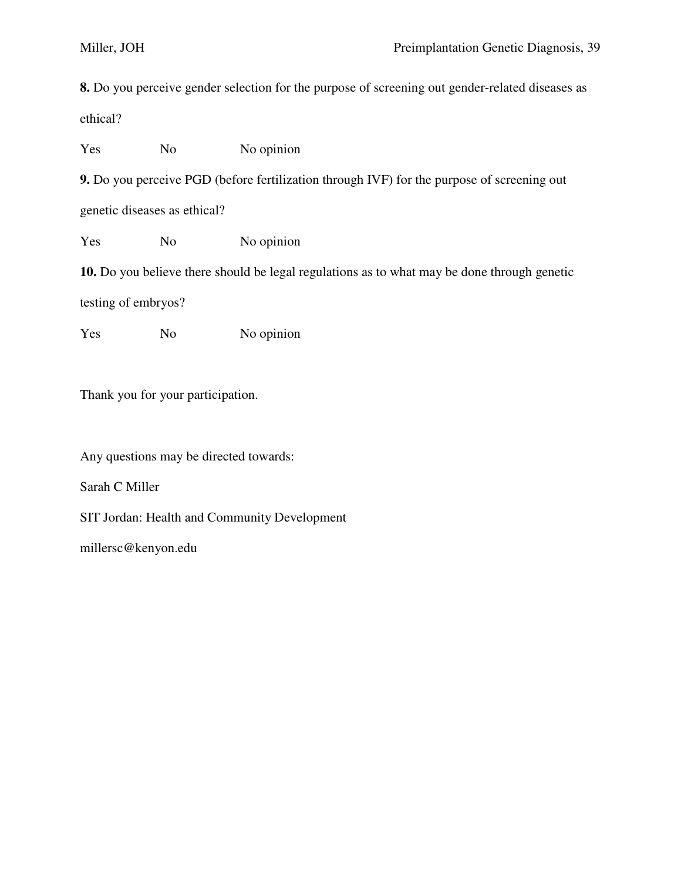**8.** Do you perceive gender selection for the purpose of screening out gender-related diseases as ethical?

Yes No No opinion

**9.** Do you perceive PGD (before fertilization through IVF) for the purpose of screening out genetic diseases as ethical?

Yes No No opinion

**10.** Do you believe there should be legal regulations as to what may be done through genetic testing of embryos?

Yes No No opinion

Thank you for your participation.

Any questions may be directed towards:

Sarah C Miller

SIT Jordan: Health and Community Development

millersc@kenyon.edu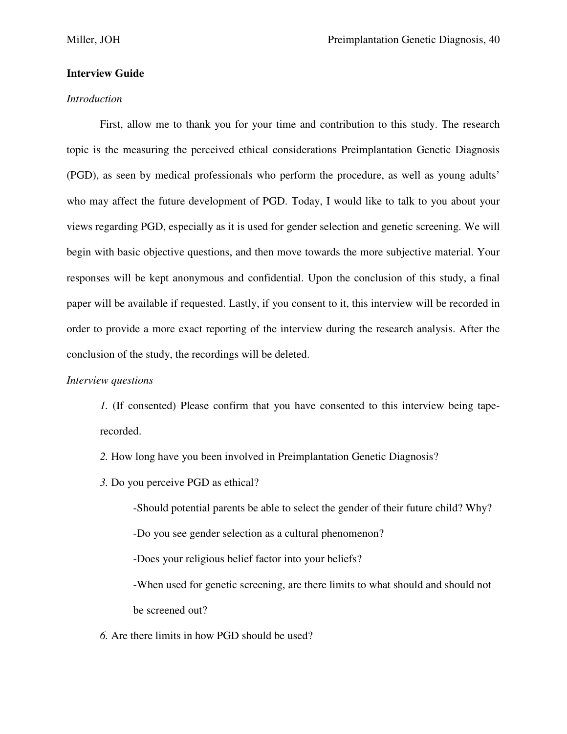**Interview Guide**

*Introduction*

First, allow me to thank you for your time and contribution to this study. The research topic is the measuring the perceived ethical considerations Preimplantation Genetic Diagnosis (PGD), as seen by medical professionals who perform the procedure, as well as young adults' who may affect the future development of PGD. Today, I would like to talk to you about your views regarding PGD, especially as it is used for gender selection and genetic screening. We will begin with basic objective questions, and then move towards the more subjective material. Your responses will be kept anonymous and confidential. Upon the conclusion of this study, a final paper will be available if requested. Lastly, if you consent to it, this interview will be recorded in order to provide a more exact reporting of the interview during the research analysis. After the conclusion of the study, the recordings will be deleted.

*Interview questions*

*1.* (If consented) Please confirm that you have consented to this interview being tape-recorded.

*2.* How long have you been involved in Preimplantation Genetic Diagnosis?

*3.* Do you perceive PGD as ethical?

-Should potential parents be able to select the gender of their future child? Why?

-Do you see gender selection as a cultural phenomenon?

-Does your religious belief factor into your beliefs?

-When used for genetic screening, are there limits to what should and should not be screened out?

*6.* Are there limits in how PGD should be used?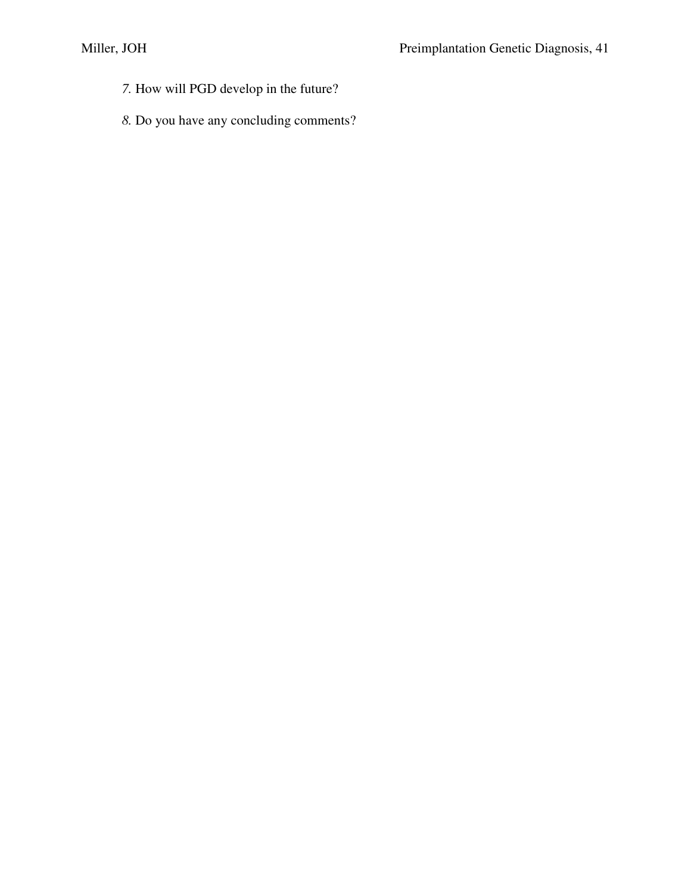*7.* How will PGD develop in the future?

*8.* Do you have any concluding comments?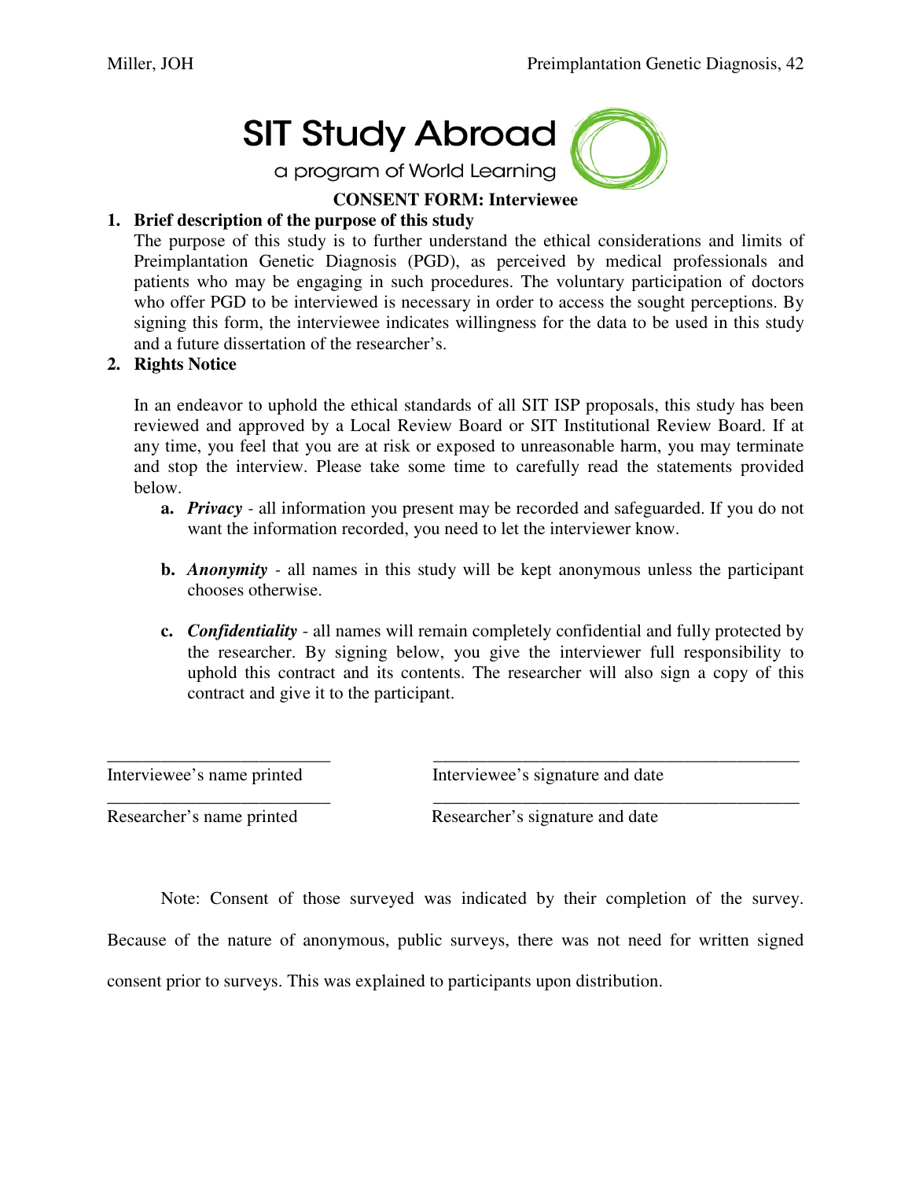SIT Study Abroad

a program of World Learning

**CONSENT FORM: Interviewee**

1. **Brief description of the purpose of this study**

   The purpose of this study is to further understand the ethical considerations and limits of Preimplantation Genetic Diagnosis (PGD), as perceived by medical professionals and patients who may be engaging in such procedures. The voluntary participation of doctors who offer PGD to be interviewed is necessary in order to access the sought perceptions. By signing this form, the interviewee indicates willingness for the data to be used in this study and a future dissertation of the researcher's.

2. **Rights Notice**

   In an endeavor to uphold the ethical standards of all SIT ISP proposals, this study has been reviewed and approved by a Local Review Board or SIT Institutional Review Board. If at any time, you feel that you are at risk or exposed to unreasonable harm, you may terminate and stop the interview. Please take some time to carefully read the statements provided below.

   a. ***Privacy*** - all information you present may be recorded and safeguarded. If you do not want the information recorded, you need to let the interviewer know.

   b. ***Anonymity*** - all names in this study will be kept anonymous unless the participant chooses otherwise.

   c. ***Confidentiality*** - all names will remain completely confidential and fully protected by the researcher. By signing below, you give the interviewer full responsibility to uphold this contract and its contents. The researcher will also sign a copy of this contract and give it to the participant.

_________________________ &nbsp;&nbsp;&nbsp;&nbsp; _________________________________________

Interviewee's name printed &nbsp;&nbsp;&nbsp;&nbsp; Interviewee's signature and date

_________________________ &nbsp;&nbsp;&nbsp;&nbsp; _________________________________________

Researcher's name printed &nbsp;&nbsp;&nbsp;&nbsp; Researcher's signature and date

Note: Consent of those surveyed was indicated by their completion of the survey. Because of the nature of anonymous, public surveys, there was not need for written signed consent prior to surveys. This was explained to participants upon distribution.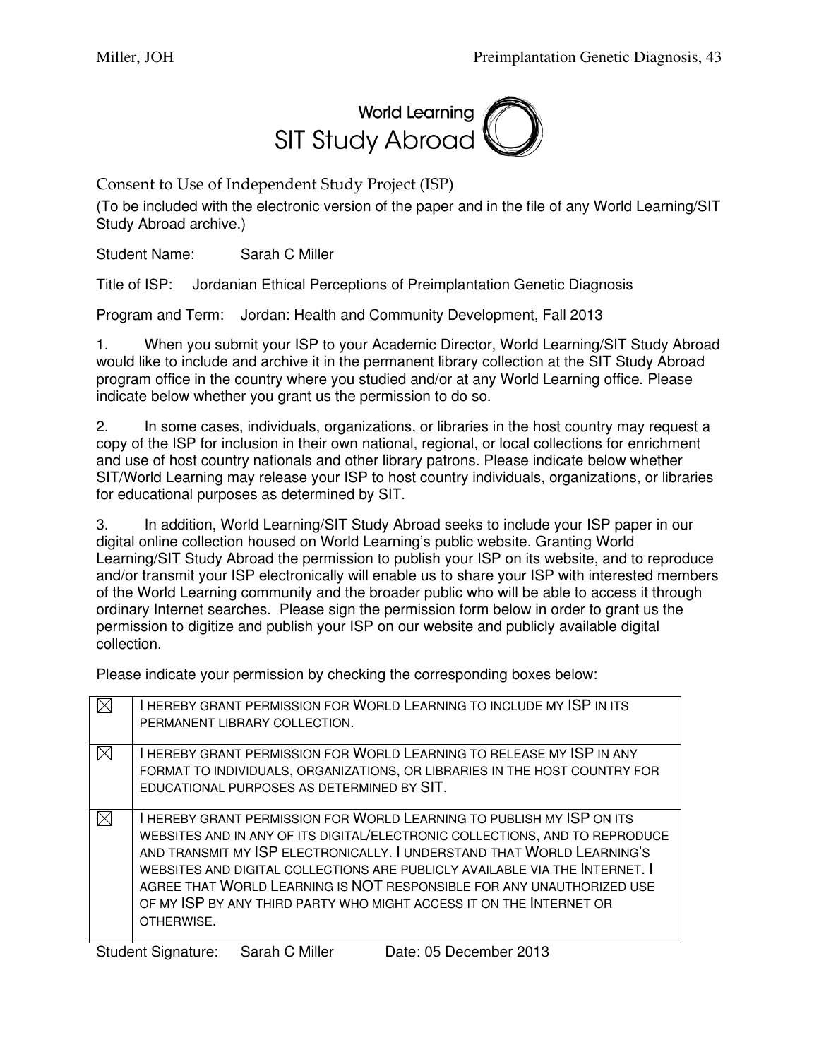World Learning
SIT Study Abroad

## Consent to Use of Independent Study Project (ISP)

(To be included with the electronic version of the paper and in the file of any World Learning/SIT Study Abroad archive.)

Student Name: Sarah C Miller

Title of ISP: Jordanian Ethical Perceptions of Preimplantation Genetic Diagnosis

Program and Term: Jordan: Health and Community Development, Fall 2013

1. When you submit your ISP to your Academic Director, World Learning/SIT Study Abroad would like to include and archive it in the permanent library collection at the SIT Study Abroad program office in the country where you studied and/or at any World Learning office. Please indicate below whether you grant us the permission to do so.

2. In some cases, individuals, organizations, or libraries in the host country may request a copy of the ISP for inclusion in their own national, regional, or local collections for enrichment and use of host country nationals and other library patrons. Please indicate below whether SIT/World Learning may release your ISP to host country individuals, organizations, or libraries for educational purposes as determined by SIT.

3. In addition, World Learning/SIT Study Abroad seeks to include your ISP paper in our digital online collection housed on World Learning's public website. Granting World Learning/SIT Study Abroad the permission to publish your ISP on its website, and to reproduce and/or transmit your ISP electronically will enable us to share your ISP with interested members of the World Learning community and the broader public who will be able to access it through ordinary Internet searches. Please sign the permission form below in order to grant us the permission to digitize and publish your ISP on our website and publicly available digital collection.

Please indicate your permission by checking the corresponding boxes below:

| | |
|---|---|
| ☒ | I HEREBY GRANT PERMISSION FOR WORLD LEARNING TO INCLUDE MY ISP IN ITS PERMANENT LIBRARY COLLECTION. |
| ☒ | I HEREBY GRANT PERMISSION FOR WORLD LEARNING TO RELEASE MY ISP IN ANY FORMAT TO INDIVIDUALS, ORGANIZATIONS, OR LIBRARIES IN THE HOST COUNTRY FOR EDUCATIONAL PURPOSES AS DETERMINED BY SIT. |
| ☒ | I HEREBY GRANT PERMISSION FOR WORLD LEARNING TO PUBLISH MY ISP ON ITS WEBSITES AND IN ANY OF ITS DIGITAL/ELECTRONIC COLLECTIONS, AND TO REPRODUCE AND TRANSMIT MY ISP ELECTRONICALLY. I UNDERSTAND THAT WORLD LEARNING'S WEBSITES AND DIGITAL COLLECTIONS ARE PUBLICLY AVAILABLE VIA THE INTERNET. I AGREE THAT WORLD LEARNING IS NOT RESPONSIBLE FOR ANY UNAUTHORIZED USE OF MY ISP BY ANY THIRD PARTY WHO MIGHT ACCESS IT ON THE INTERNET OR OTHERWISE. |

Student Signature: Sarah C Miller Date: 05 December 2013